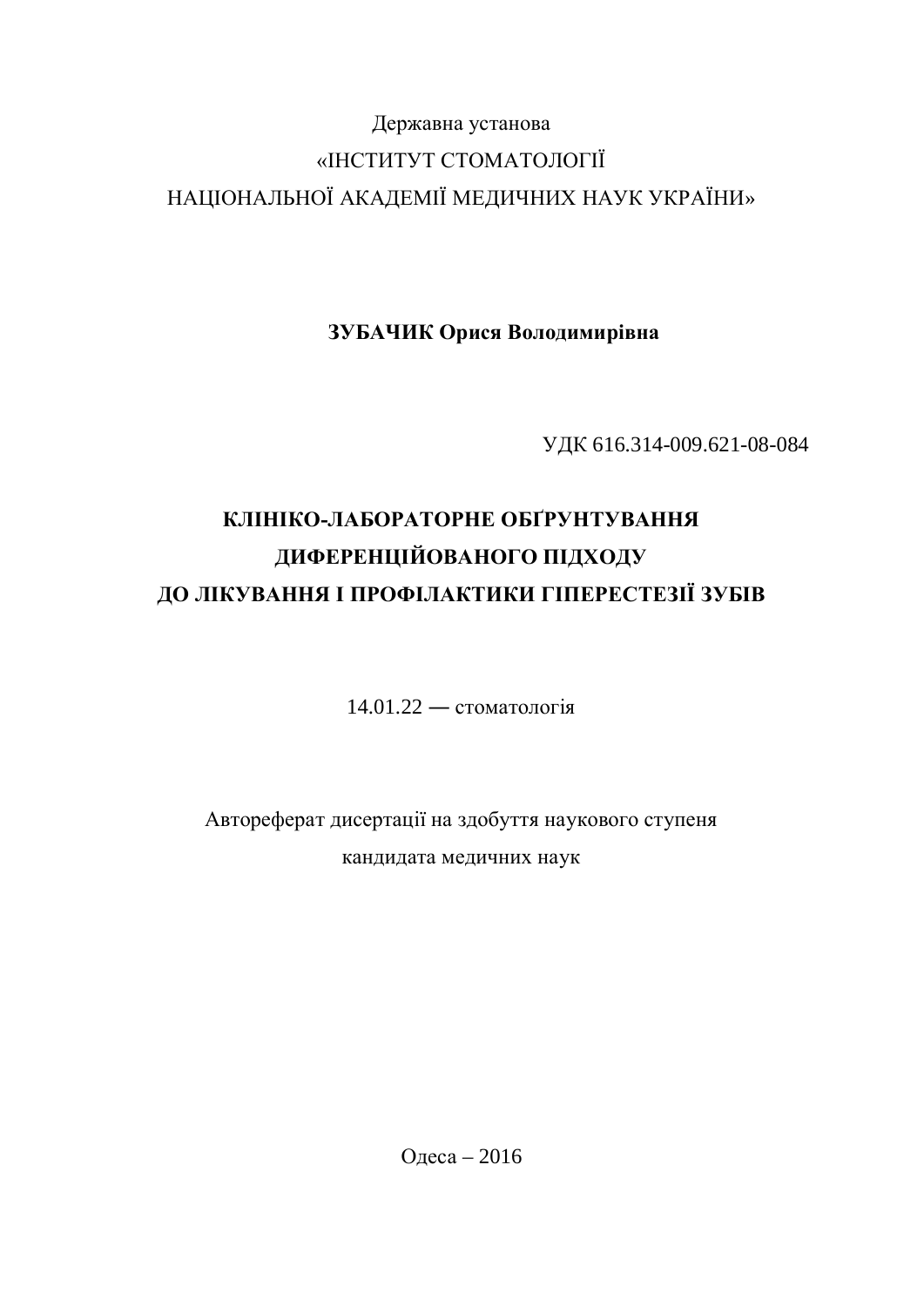Державна установа

«ІНСТИТУТ СТОМАТОЛОГІЇ

НАЦІОНАЛЬНОЇ АКАДЕМІЇ МЕДИЧНИХ НАУК УКРАЇНИ»

**ЗУБАЧИК Орися Володимирівна**

УДК 616.314-009.621-08-084

# КЛІНІКО-ЛАБОРАТОРНЕ ОБҐРУНТУВАННЯ ДИФЕРЕНЦІЙОВАНОГО ПІДХОДУ ДО ЛІКУВАННЯ І ПРОФІЛАКТИКИ ГІПЕРЕСТЕЗІЇ ЗУБІВ

14.01.22 — стоматологія

Автореферат дисертації на здобуття наукового ступеня

кандидата медичних наук

Одеса – 2016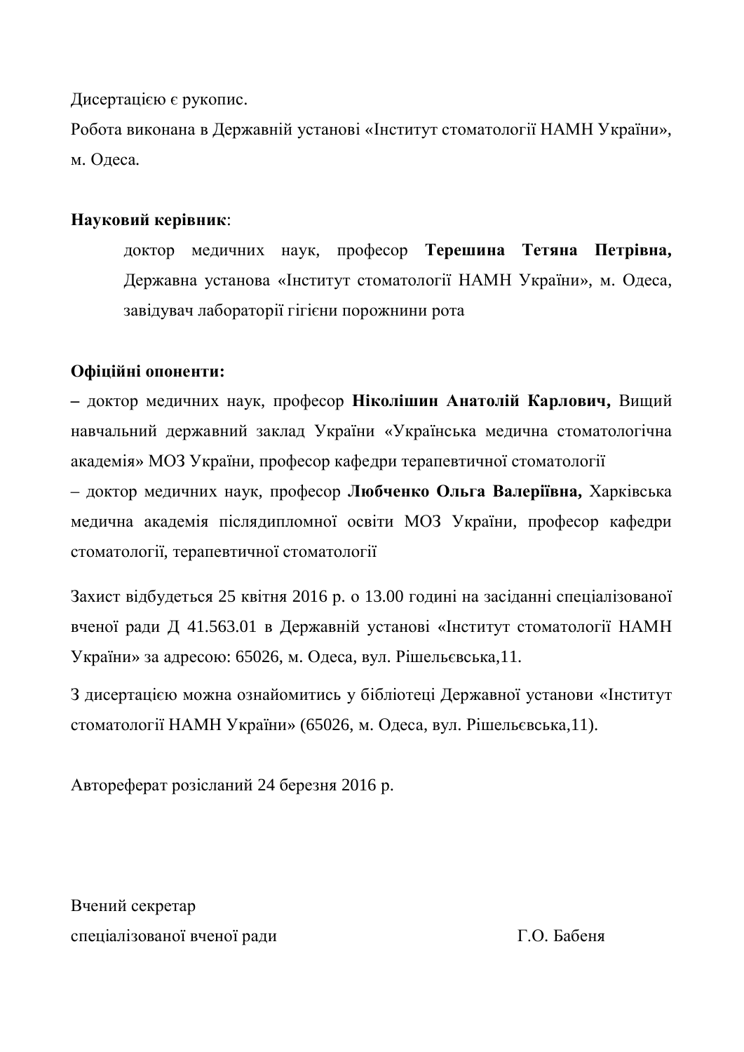Дисертацією є рукопис.

Робота виконана в Державній установі «Інститут стоматології НАМН України», м. Одеса.

**Науковий керівник**:

доктор медичних наук, професор **Терешина Тетяна Петрівна,** Державна установа «Інститут стоматології НАМН України», м. Одеса, завідувач лабораторії гігієни порожнини рота

**Офіційні опоненти:**

– доктор медичних наук, професор **Ніколішин Анатолій Карлович,** Вищий навчальний державний заклад України «Українська медична стоматологічна академія» МОЗ України, професор кафедри терапевтичної стоматології

– доктор медичних наук, професор **Любченко Ольга Валеріївна,** Харківська медична академія післядипломної освіти МОЗ України, професор кафедри стоматології, терапевтичної стоматології

Захист відбудеться 25 квітня 2016 р. о 13.00 годині на засіданні спеціалізованої вченої ради Д 41.563.01 в Державній установі «Інститут стоматології НАМН України» за адресою: 65026, м. Одеса, вул. Рішельєвська,11.

З дисертацією можна ознайомитись у бібліотеці Державної установи «Інститут стоматології НАМН України» (65026, м. Одеса, вул. Рішельєвська,11).

Автореферат розісланий 24 березня 2016 р.

Вчений секретар
спеціалізованої вченої ради Г.О. Бабеня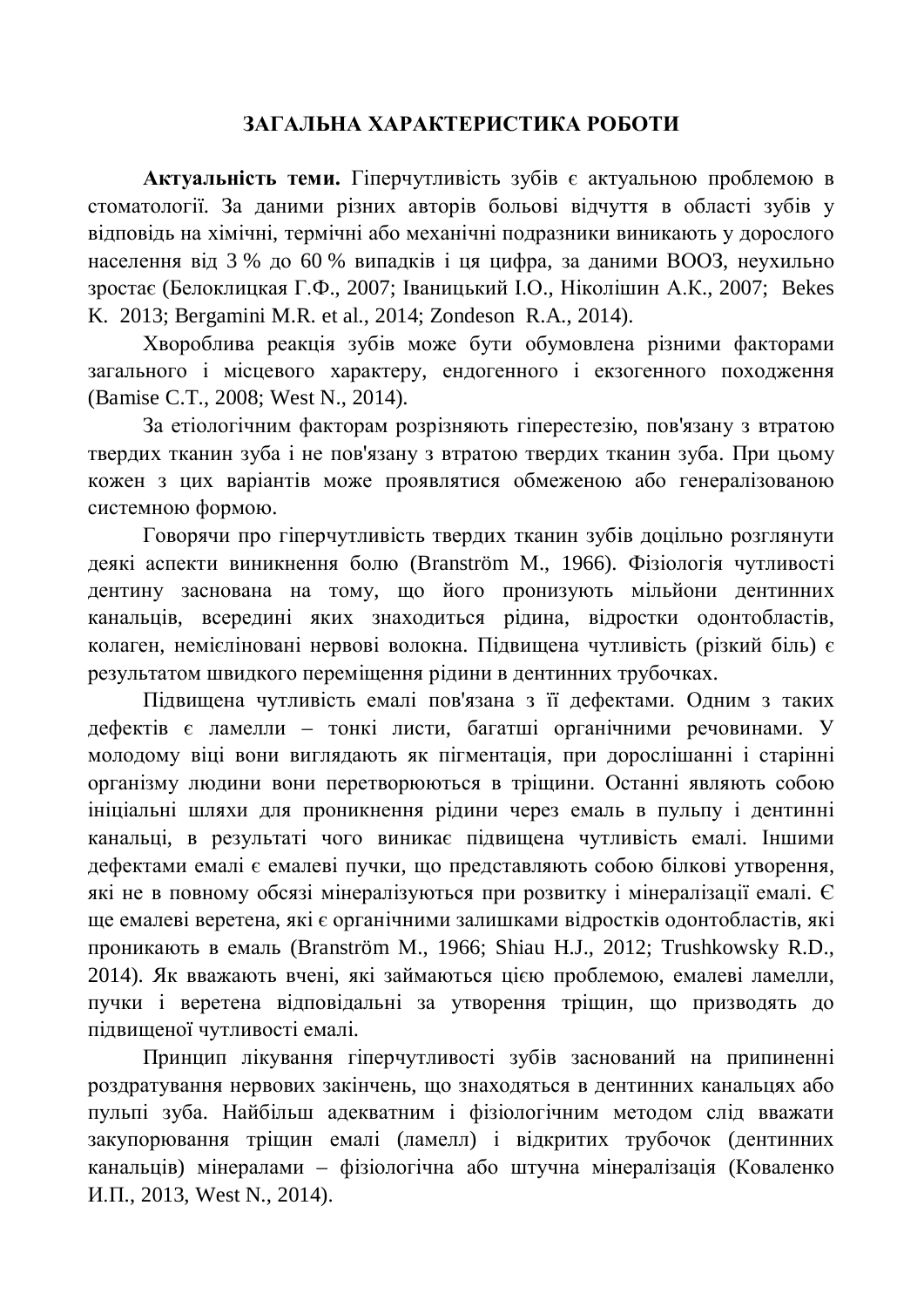## ЗАГАЛЬНА ХАРАКТЕРИСТИКА РОБОТИ

**Актуальність теми.** Гіперчутливість зубів є актуальною проблемою в стоматології. За даними різних авторів больові відчуття в області зубів у відповідь на хімічні, термічні або механічні подразники виникають у дорослого населення від 3 % до 60 % випадків і ця цифра, за даними ВООЗ, неухильно зростає (Белоклицкая Г.Ф., 2007; Іваницький І.О., Ніколішин А.К., 2007; Bekes K. 2013; Bergamini M.R. et al., 2014; Zondeson R.A., 2014).

Хвороблива реакція зубів може бути обумовлена різними факторами загального і місцевого характеру, ендогенного і екзогенного походження (Bamise C.T., 2008; West N., 2014).

За етіологічним факторам розрізняють гіперестезію, пов'язану з втратою твердих тканин зуба і не пов'язану з втратою твердих тканин зуба. При цьому кожен з цих варіантів може проявлятися обмеженою або генералізованою системною формою.

Говорячи про гіперчутливість твердих тканин зубів доцільно розглянути деякі аспекти виникнення болю (Branström M., 1966). Фізіологія чутливості дентину заснована на тому, що його пронизують мільйони дентинних канальців, всередині яких знаходиться рідина, відростки одонтобластів, колаген, немієліновані нервові волокна. Підвищена чутливість (різкий біль) є результатом швидкого переміщення рідини в дентинних трубочках.

Підвищена чутливість емалі пов'язана з її дефектами. Одним з таких дефектів є ламелли – тонкі листи, багатші органічними речовинами. У молодому віці вони виглядають як пігментація, при дорослішанні і старінні організму людини вони перетворюються в тріщини. Останні являють собою ініціальні шляхи для проникнення рідини через емаль в пульпу і дентинні канальці, в результаті чого виникає підвищена чутливість емалі. Іншими дефектами емалі є емалеві пучки, що представляють собою білкові утворення, які не в повному обсязі мінералізуються при розвитку і мінералізації емалі. Є ще емалеві веретена, які є органічними залишками відростків одонтобластів, які проникають в емаль (Branström M., 1966; Shiau H.J., 2012; Trushkowsky R.D., 2014). Як вважають вчені, які займаються цією проблемою, емалеві ламелли, пучки і веретена відповідальні за утворення тріщин, що призводять до підвищеної чутливості емалі.

Принцип лікування гіперчутливості зубів заснований на припиненні роздратування нервових закінчень, що знаходяться в дентинних канальцях або пульпі зуба. Найбільш адекватним і фізіологічним методом слід вважати закупорювання тріщин емалі (ламелл) і відкритих трубочок (дентинних канальців) мінералами – фізіологічна або штучна мінералізація (Коваленко И.П., 2013, West N., 2014).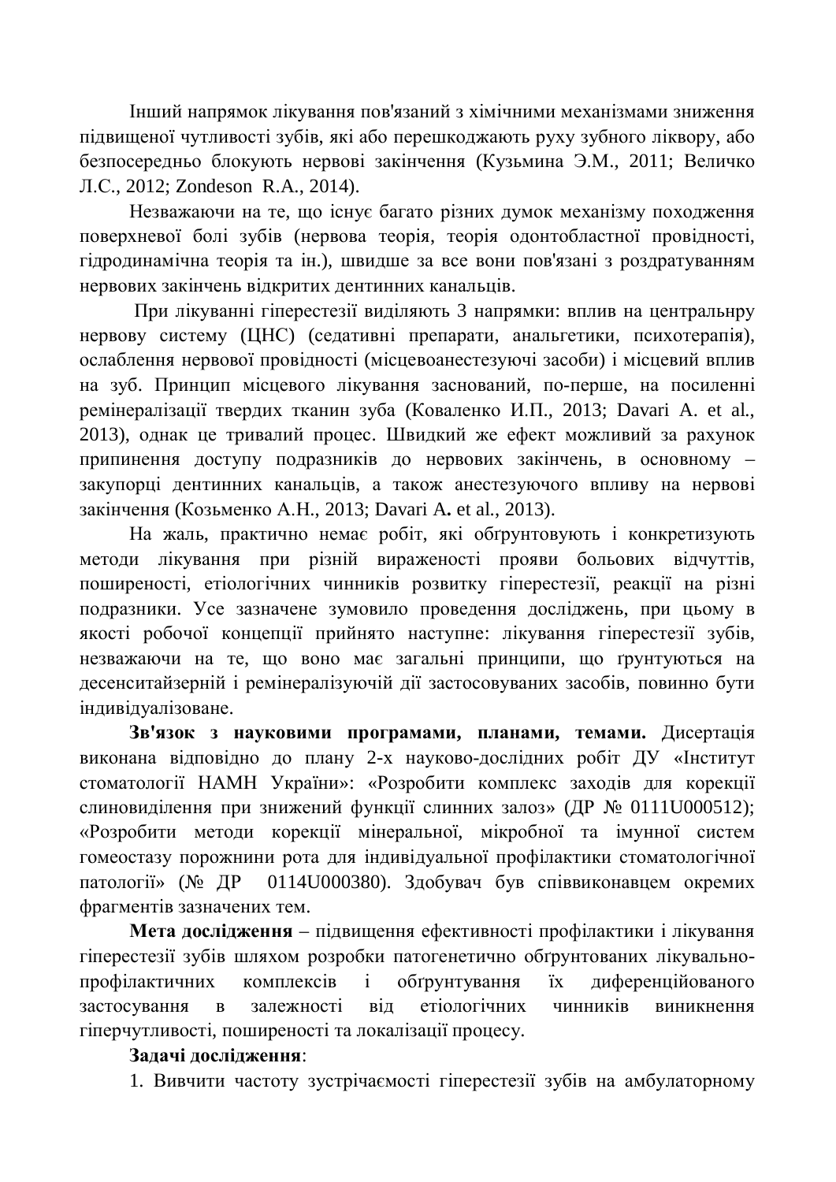Інший напрямок лікування пов'язаний з хімічними механізмами зниження підвищеної чутливості зубів, які або перешкоджають руху зубного ліквору, або безпосередньо блокують нервові закінчення (Кузьмина Э.М., 2011; Величко Л.С., 2012; Zondeson R.A., 2014).

Незважаючи на те, що існує багато різних думок механізму походження поверхневої болі зубів (нервова теорія, теорія одонтобластної провідності, гідродинамічна теорія та ін.), швидше за все вони пов'язані з роздратуванням нервових закінчень відкритих дентинних канальців.

При лікуванні гіперестезії виділяють 3 напрямки: вплив на центральнру нервову систему (ЦНС) (седативні препарати, анальгетики, психотерапія), ослаблення нервової провідності (місцевоанестезуючі засоби) і місцевий вплив на зуб. Принцип місцевого лікування заснований, по-перше, на посиленні ремінералізації твердих тканин зуба (Коваленко И.П., 2013; Davari A. et al., 2013), однак це тривалий процес. Швидкий же ефект можливий за рахунок припинення доступу подразників до нервових закінчень, в основному – закупорці дентинних канальців, а також анестезуючого впливу на нервові закінчення (Козьменко А.Н., 2013; Davari A**.** et al., 2013).

На жаль, практично немає робіт, які обґрунтовують і конкретизують методи лікування при різній вираженості прояви больових відчуттів, поширеності, етіологічних чинників розвитку гіперестезії, реакції на різні подразники. Усе зазначене зумовило проведення досліджень, при цьому в якості робочої концепції прийнято наступне: лікування гіперестезії зубів, незважаючи на те, що воно має загальні принципи, що ґрунтуються на десенситайзерній і ремінералізуючій дії застосовуваних засобів, повинно бути індивідуалізоване.

**Зв'язок з науковими програмами, планами, темами.** Дисертація виконана відповідно до плану 2-х науково-дослідних робіт ДУ «Інститут стоматології НАМН України»: «Розробити комплекс заходів для корекції слиновиділення при знижений функції слинних залоз» (ДР № 0111U000512); «Розробити методи корекції мінеральної, мікробної та імунної систем гомеостазу порожнини рота для індивідуальної профілактики стоматологічної патології» (№ ДР 0114U000380). Здобувач був співвиконавцем окремих фрагментів зазначених тем.

**Мета дослідження** – підвищення ефективності профілактики і лікування гіперестезії зубів шляхом розробки патогенетично обґрунтованих лікувально-профілактичних комплексів і обґрунтування їх диференційованого застосування в залежності від етіологічних чинників виникнення гіперчутливості, поширеності та локалізації процесу.

**Задачі дослідження**:

1. Вивчити частоту зустрічаємості гіперестезії зубів на амбулаторному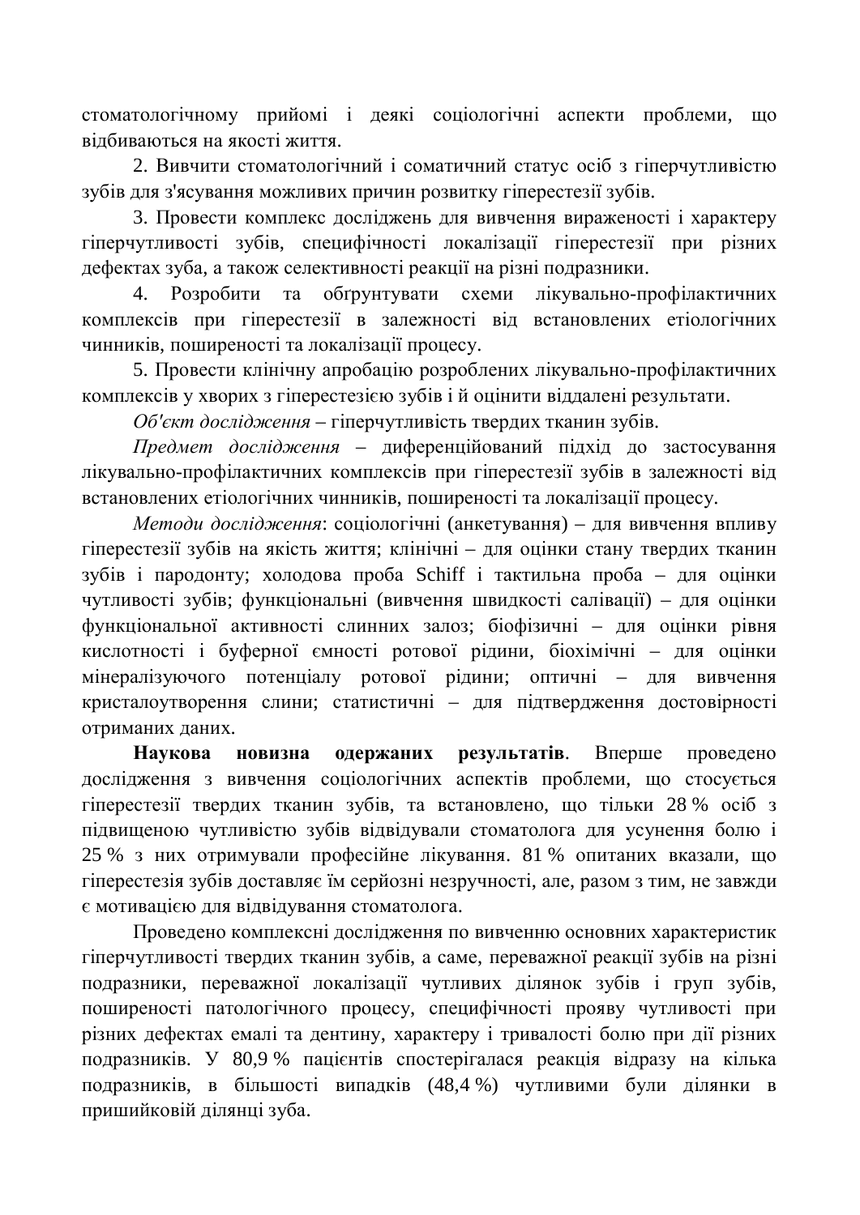стоматологічному прийомі і деякі соціологічні аспекти проблеми, що відбиваються на якості життя.

2. Вивчити стоматологічний і соматичний статус осіб з гіперчутливістю зубів для з'ясування можливих причин розвитку гіперестезії зубів.

3. Провести комплекс досліджень для вивчення вираженості і характеру гіперчутливості зубів, специфічності локалізації гіперестезії при різних дефектах зуба, а також селективності реакції на різні подразники.

4. Розробити та обґрунтувати схеми лікувально-профілактичних комплексів при гіперестезії в залежності від встановлених етіологічних чинників, поширеності та локалізації процесу.

5. Провести клінічну апробацію розроблених лікувально-профілактичних комплексів у хворих з гіперестезією зубів і й оцінити віддалені результати.

*Об'єкт дослідження* – гіперчутливість твердих тканин зубів.

*Предмет дослідження* – диференційований підхід до застосування лікувально-профілактичних комплексів при гіперестезії зубів в залежності від встановлених етіологічних чинників, поширеності та локалізації процесу.

*Методи дослідження*: соціологічні (анкетування) – для вивчення впливу гіперестезії зубів на якість життя; клінічні – для оцінки стану твердих тканин зубів і пародонту; холодова проба Schiff і тактильна проба – для оцінки чутливості зубів; функціональні (вивчення швидкості салівації) – для оцінки функціональної активності слинних залоз; біофізичні – для оцінки рівня кислотності і буферної ємності ротової рідини, біохімічні – для оцінки мінералізуючого потенціалу ротової рідини; оптичні – для вивчення кристалоутворення слини; статистичні – для підтвердження достовірності отриманих даних.

**Наукова новизна одержаних результатів**. Вперше проведено дослідження з вивчення соціологічних аспектів проблеми, що стосується гіперестезії твердих тканин зубів, та встановлено, що тільки 28 % осіб з підвищеною чутливістю зубів відвідували стоматолога для усунення болю і 25 % з них отримували професійне лікування. 81 % опитаних вказали, що гіперестезія зубів доставляє їм серйозні незручності, але, разом з тим, не завжди є мотивацією для відвідування стоматолога.

Проведено комплексні дослідження по вивченню основних характеристик гіперчутливості твердих тканин зубів, а саме, переважної реакції зубів на різні подразники, переважної локалізації чутливих ділянок зубів і груп зубів, поширеності патологічного процесу, специфічності прояву чутливості при різних дефектах емалі та дентину, характеру і тривалості болю при дії різних подразників. У 80,9 % пацієнтів спостерігалася реакція відразу на кілька подразників, в більшості випадків (48,4 %) чутливими були ділянки в пришийковій ділянці зуба.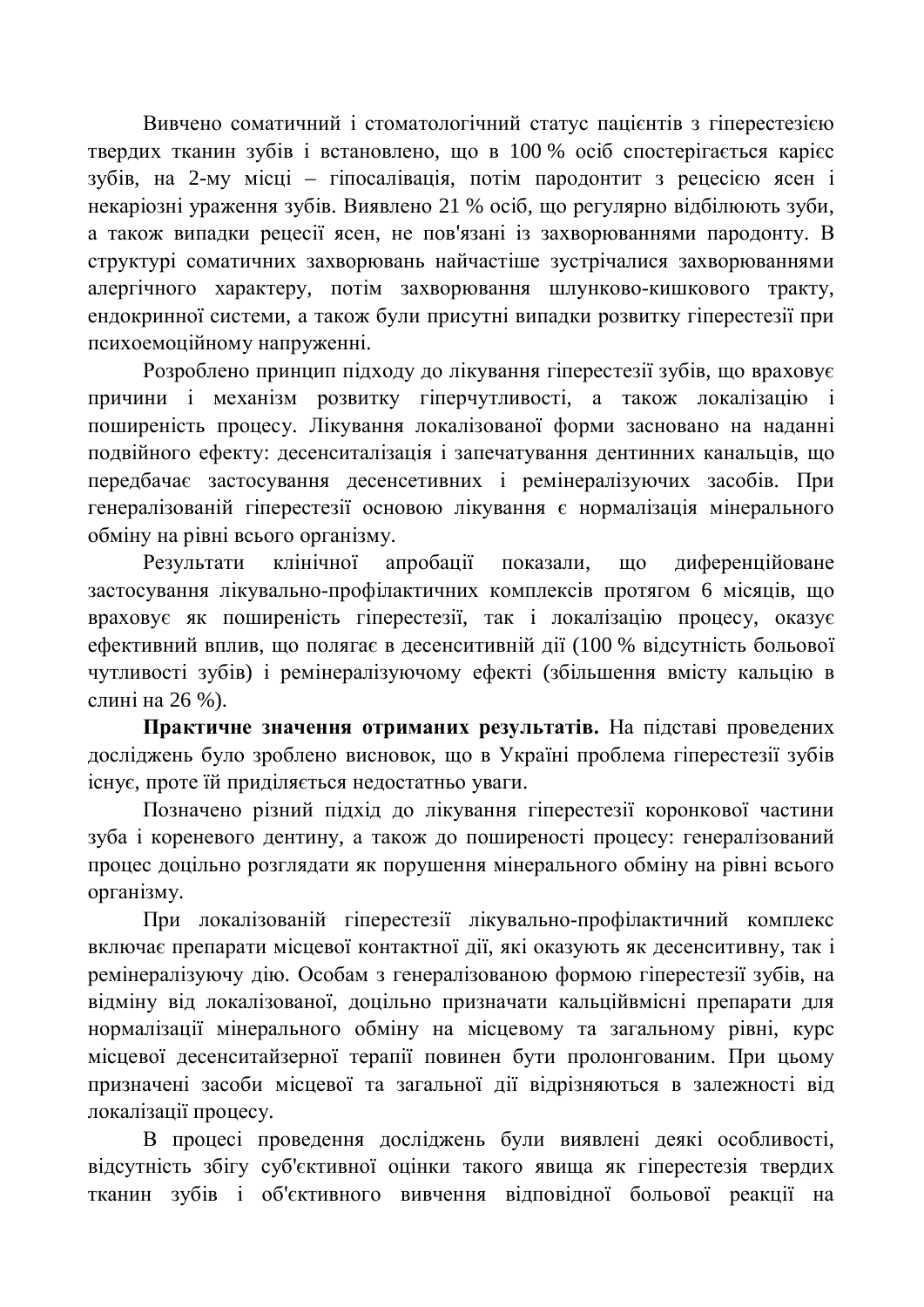Вивчено соматичний і стоматологічний статус пацієнтів з гіперестезією твердих тканин зубів і встановлено, що в 100 % осіб спостерігається карієс зубів, на 2-му місці – гіпосалівація, потім пародонтит з рецесією ясен і некаріозні ураження зубів. Виявлено 21 % осіб, що регулярно відбілюють зуби, а також випадки рецесії ясен, не пов'язані із захворюваннями пародонту. В структурі соматичних захворювань найчастіше зустрічалися захворюваннями алергічного характеру, потім захворювання шлунково-кишкового тракту, ендокринної системи, а також були присутні випадки розвитку гіперестезії при психоемоційному напруженні.

Розроблено принцип підходу до лікування гіперестезії зубів, що враховує причини і механізм розвитку гіперчутливості, а також локалізацію і поширеність процесу. Лікування локалізованої форми засновано на наданні подвійного ефекту: десенситалізація і запечатування дентинних канальців, що передбачає застосування десенсетивних і ремінералізуючих засобів. При генералізованій гіперестезії основою лікування є нормалізація мінерального обміну на рівні всього організму.

Результати клінічної апробації показали, що диференційоване застосування лікувально-профілактичних комплексів протягом 6 місяців, що враховує як поширеність гіперестезії, так і локалізацію процесу, оказує ефективний вплив, що полягає в десенситивній дії (100 % відсутність больової чутливості зубів) і ремінералізуючому ефекті (збільшення вмісту кальцію в слині на 26 %).

**Практичне значення отриманих результатів.** На підставі проведених досліджень було зроблено висновок, що в Україні проблема гіперестезії зубів існує, проте їй приділяється недостатньо уваги.

Позначено різний підхід до лікування гіперестезії коронкової частини зуба і кореневого дентину, а також до поширеності процесу: генералізований процес доцільно розглядати як порушення мінерального обміну на рівні всього організму.

При локалізованій гіперестезії лікувально-профілактичний комплекс включає препарати місцевої контактної дії, які оказують як десенситивну, так і ремінералізуючу дію. Особам з генералізованою формою гіперестезії зубів, на відміну від локалізованої, доцільно призначати кальційвмісні препарати для нормалізації мінерального обміну на місцевому та загальному рівні, курс місцевої десенситайзерної терапії повинен бути пролонгованим. При цьому призначені засоби місцевої та загальної дії відрізняються в залежності від локалізації процесу.

В процесі проведення досліджень були виявлені деякі особливості, відсутність збігу суб'єктивної оцінки такого явища як гіперестезія твердих тканин зубів і об'єктивного вивчення відповідної больової реакції на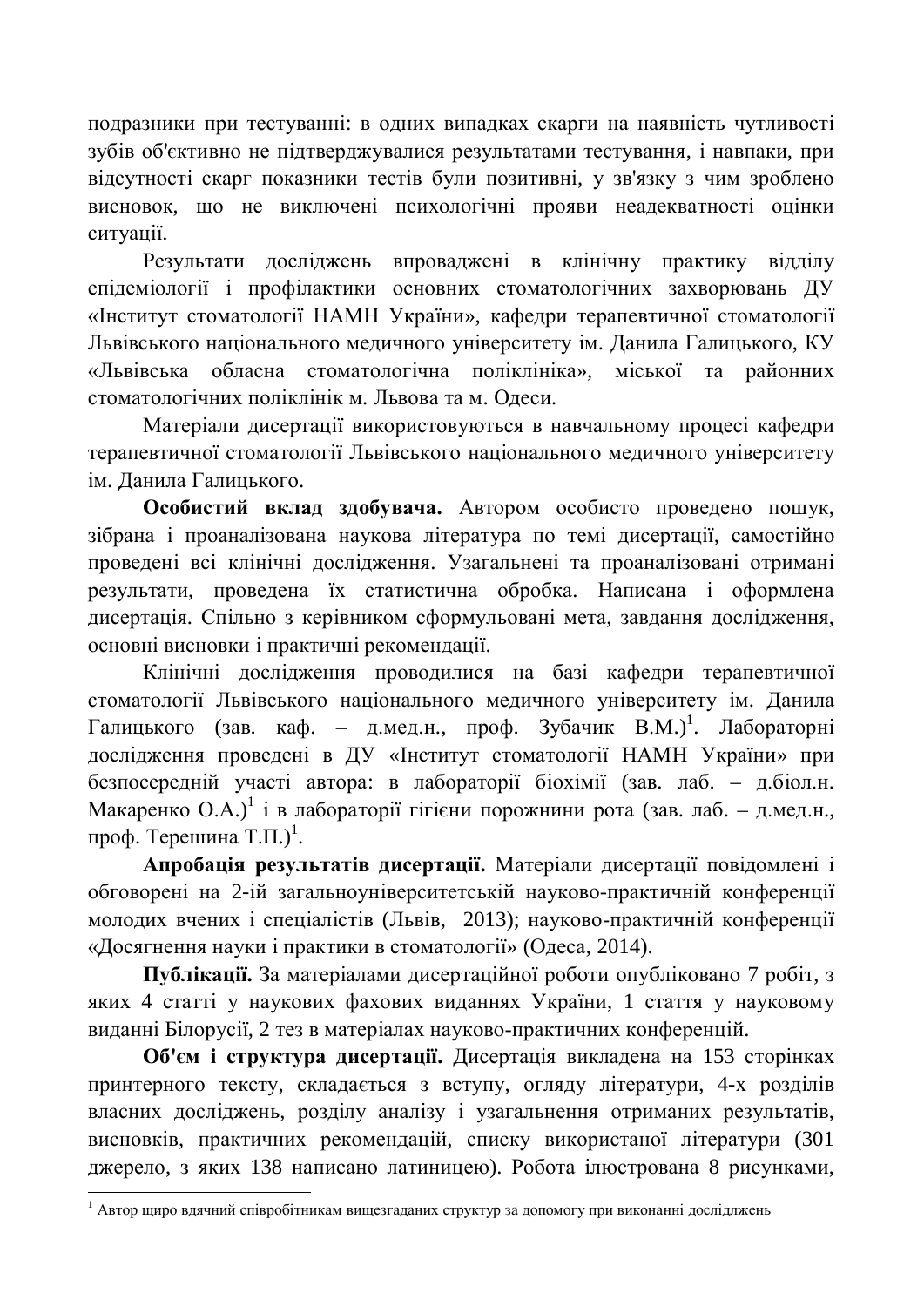подразники при тестуванні: в одних випадках скарги на наявність чутливості зубів об'єктивно не підтверджувалися результатами тестування, і навпаки, при відсутності скарг показники тестів були позитивні, у зв'язку з чим зроблено висновок, що не виключені психологічні прояви неадекватності оцінки ситуації.

Результати досліджень впроваджені в клінічну практику відділу епідеміології і профілактики основних стоматологічних захворювань ДУ «Інститут стоматології НАМН України», кафедри терапевтичної стоматології Львівського національного медичного університету ім. Данила Галицького, КУ «Львівська обласна стоматологічна поліклініка», міської та районних стоматологічних поліклінік м. Львова та м. Одеси.

Матеріали дисертації використовуються в навчальному процесі кафедри терапевтичної стоматології Львівського національного медичного університету ім. Данила Галицького.

**Особистий вклад здобувача.** Автором особисто проведено пошук, зібрана і проаналізована наукова література по темі дисертації, самостійно проведені всі клінічні дослідження. Узагальнені та проаналізовані отримані результати, проведена їх статистична обробка. Написана і оформлена дисертація. Спільно з керівником сформульовані мета, завдання дослідження, основні висновки і практичні рекомендації.

Клінічні дослідження проводилися на базі кафедри терапевтичної стоматології Львівського національного медичного університету ім. Данила Галицького (зав. каф. – д.мед.н., проф. Зубачик В.М.)[1]. Лабораторні дослідження проведені в ДУ «Інститут стоматології НАМН України» при безпосередній участі автора: в лабораторії біохімії (зав. лаб. – д.біол.н. Макаренко О.А.)[1] і в лабораторії гігієни порожнини рота (зав. лаб. – д.мед.н., проф. Терешина Т.П.)[1].

**Апробація результатів дисертації.** Матеріали дисертації повідомлені і обговорені на 2-ій загальноуніверситетській науково-практичній конференції молодих вчених і спеціалістів (Львів, 2013); науково-практичній конференції «Досягнення науки і практики в стоматології» (Одеса, 2014).

**Публікації.** За матеріалами дисертаційної роботи опубліковано 7 робіт, з яких 4 статті у наукових фахових виданнях України, 1 стаття у науковому виданні Білорусії, 2 тез в матеріалах науково-практичних конференцій.

**Об'єм і структура дисертації.** Дисертація викладена на 153 сторінках принтерного тексту, складається з вступу, огляду літератури, 4-х розділів власних досліджень, розділу аналізу і узагальнення отриманих результатів, висновків, практичних рекомендацій, списку використаної літератури (301 джерело, з яких 138 написано латиницею). Робота ілюстрована 8 рисунками,

---

[1] Автор щиро вдячний співробітникам вищезгаданих структур за допомогу при виконанні досліджень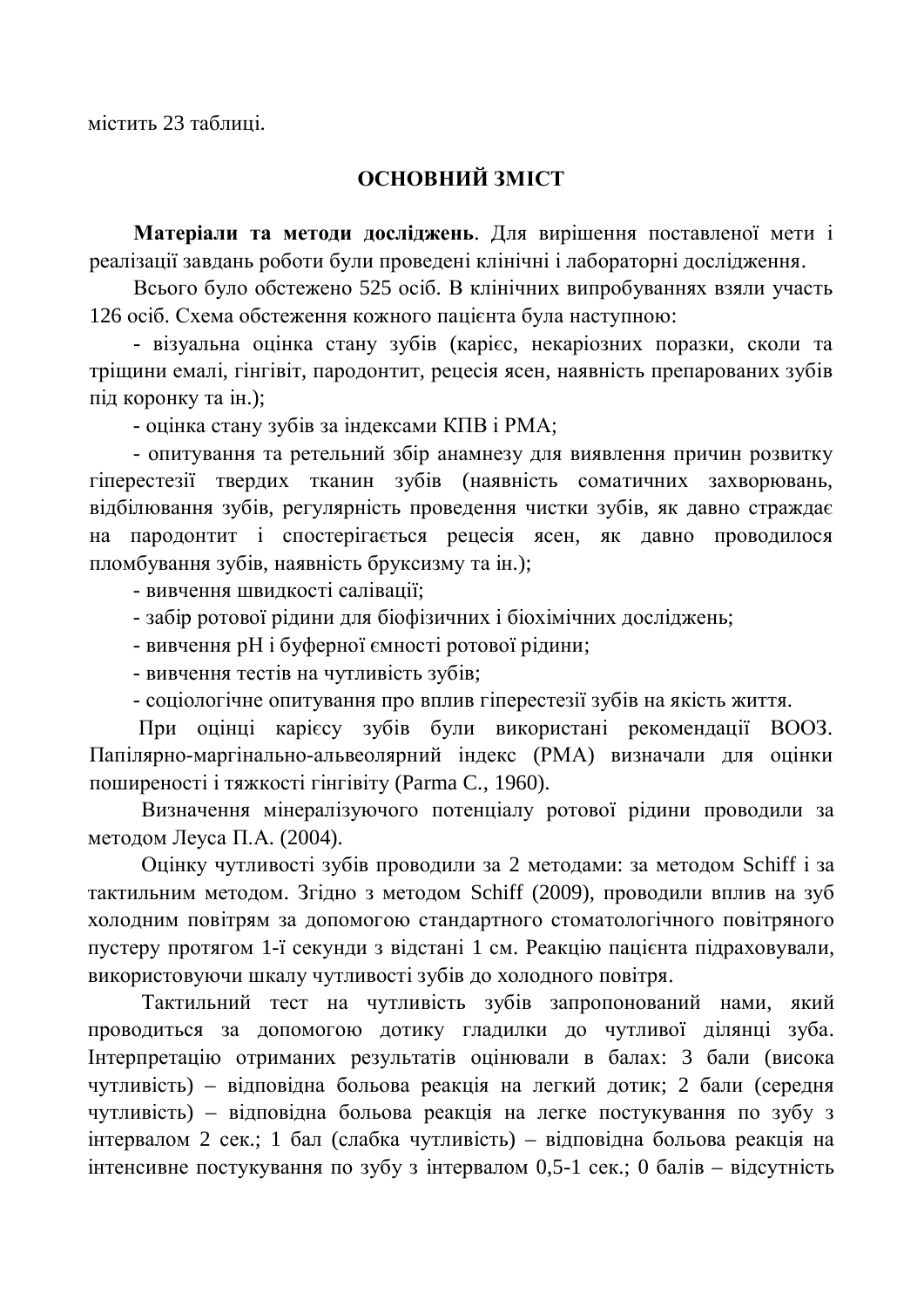містить 23 таблиці.

## ОСНОВНИЙ ЗМІСТ

**Матеріали та методи досліджень**. Для вирішення поставленої мети і реалізації завдань роботи були проведені клінічні і лабораторні дослідження.

Всього було обстежено 525 осіб. В клінічних випробуваннях взяли участь 126 осіб. Схема обстеження кожного пацієнта була наступною:

- візуальна оцінка стану зубів (карієс, некаріозних поразки, сколи та тріщини емалі, гінгівіт, пародонтит, рецесія ясен, наявність препарованих зубів під коронку та ін.);
- оцінка стану зубів за індексами КПВ і РМА;
- опитування та ретельний збір анамнезу для виявлення причин розвитку гіперестезії твердих тканин зубів (наявність соматичних захворювань, відбілювання зубів, регулярність проведення чистки зубів, як давно страждає на пародонтит і спостерігається рецесія ясен, як давно проводилося пломбування зубів, наявність бруксизму та ін.);
- вивчення швидкості салівації;
- забір ротової рідини для біофізичних і біохімічних досліджень;
- вивчення pH і буферної ємності ротової рідини;
- вивчення тестів на чутливість зубів;
- соціологічне опитування про вплив гіперестезії зубів на якість життя.

При оцінці карієсу зубів були використані рекомендації ВООЗ. Папілярно-маргінально-альвеолярний індекс (РМА) визначали для оцінки поширеності і тяжкості гінгівіту (Parma C., 1960).

Визначення мінералізуючого потенціалу ротової рідини проводили за методом Леуса П.А. (2004).

Оцінку чутливості зубів проводили за 2 методами: за методом Schiff і за тактильним методом. Згідно з методом Schiff (2009), проводили вплив на зуб холодним повітрям за допомогою стандартного стоматологічного повітряного пустеру протягом 1-ї секунди з відстані 1 см. Реакцію пацієнта підраховували, використовуючи шкалу чутливості зубів до холодного повітря.

Тактильний тест на чутливість зубів запропонований нами, який проводиться за допомогою дотику гладилки до чутливої ділянці зуба. Інтерпретацію отриманих результатів оцінювали в балах: 3 бали (висока чутливість) – відповідна больова реакція на легкий дотик; 2 бали (середня чутливість) – відповідна больова реакція на легке постукування по зубу з інтервалом 2 сек.; 1 бал (слабка чутливість) – відповідна больова реакція на інтенсивне постукування по зубу з інтервалом 0,5-1 сек.; 0 балів – відсутність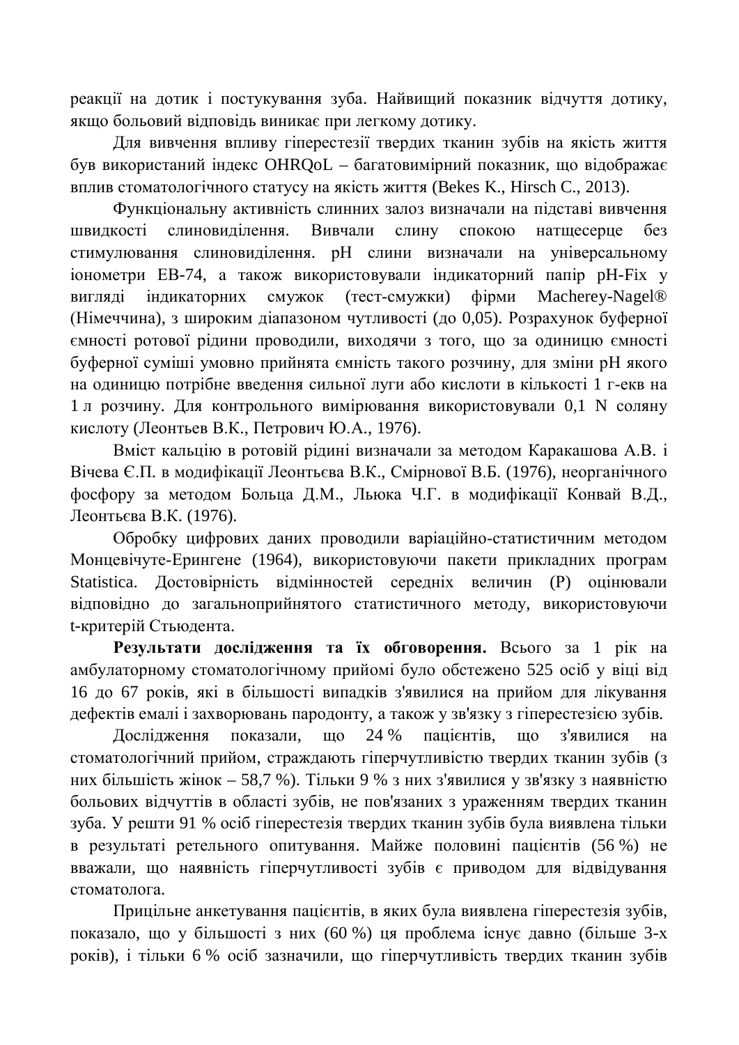реакції на дотик і постукування зуба. Найвищий показник відчуття дотику, якщо больовий відповідь виникає при легкому дотику.

Для вивчення впливу гіперестезії твердих тканин зубів на якість життя був використаний індекс OHRQoL – багатовимірний показник, що відображає вплив стоматологічного статусу на якість життя (Bekes K., Hirsch C., 2013).

Функціональну активність слинних залоз визначали на підставі вивчення швидкості слиновиділення. Вивчали слину спокою натщесерце без стимулювання слиновиділення. pH слини визначали на універсальному іонометри ЕВ-74, а також використовували індикаторний папір pH-Fix у вигляді індикаторних смужок (тест-смужки) фірми Macherey-Nagel® (Німеччина), з широким діапазоном чутливості (до 0,05). Розрахунок буферної ємності ротової рідини проводили, виходячи з того, що за одиницю ємності буферної суміші умовно прийнята ємність такого розчину, для зміни pH якого на одиницю потрібне введення сильної луги або кислоти в кількості 1 г-екв на 1 л розчину. Для контрольного вимірювання використовували 0,1 N соляну кислоту (Леонтьев В.К., Петрович Ю.А., 1976).

Вміст кальцію в ротовій рідині визначали за методом Каракашова А.В. і Вічева Є.П. в модифікації Леонтьєва В.К., Смірнової В.Б. (1976), неорганічного фосфору за методом Больца Д.М., Льюка Ч.Г. в модифікації Конвай В.Д., Леонтьєва В.К. (1976).

Обробку цифрових даних проводили варіаційно-статистичним методом Монцевічуте-Ерингене (1964), використовуючи пакети прикладних програм Statistica. Достовірність відмінностей середніх величин (P) оцінювали відповідно до загальноприйнятого статистичного методу, використовуючи t-критерій Стьюдента.

**Результати дослідження та їх обговорення.** Всього за 1 рік на амбулаторному стоматологічному прийомі було обстежено 525 осіб у віці від 16 до 67 років, які в більшості випадків з'явилися на прийом для лікування дефектів емалі і захворювань пародонту, а також у зв'язку з гіперестезією зубів.

Дослідження показали, що 24 % пацієнтів, що з'явилися на стоматологічний прийом, страждають гіперчутливістю твердих тканин зубів (з них більшість жінок – 58,7 %). Тільки 9 % з них з'явилися у зв'язку з наявністю больових відчуттів в області зубів, не пов'язаних з ураженням твердих тканин зуба. У решти 91 % осіб гіперестезія твердих тканин зубів була виявлена тільки в результаті ретельного опитування. Майже половині пацієнтів (56 %) не вважали, що наявність гіперчутливості зубів є приводом для відвідування стоматолога.

Прицільне анкетування пацієнтів, в яких була виявлена гіперестезія зубів, показало, що у більшості з них (60 %) ця проблема існує давно (більше 3-х років), і тільки 6 % осіб зазначили, що гіперчутливість твердих тканин зубів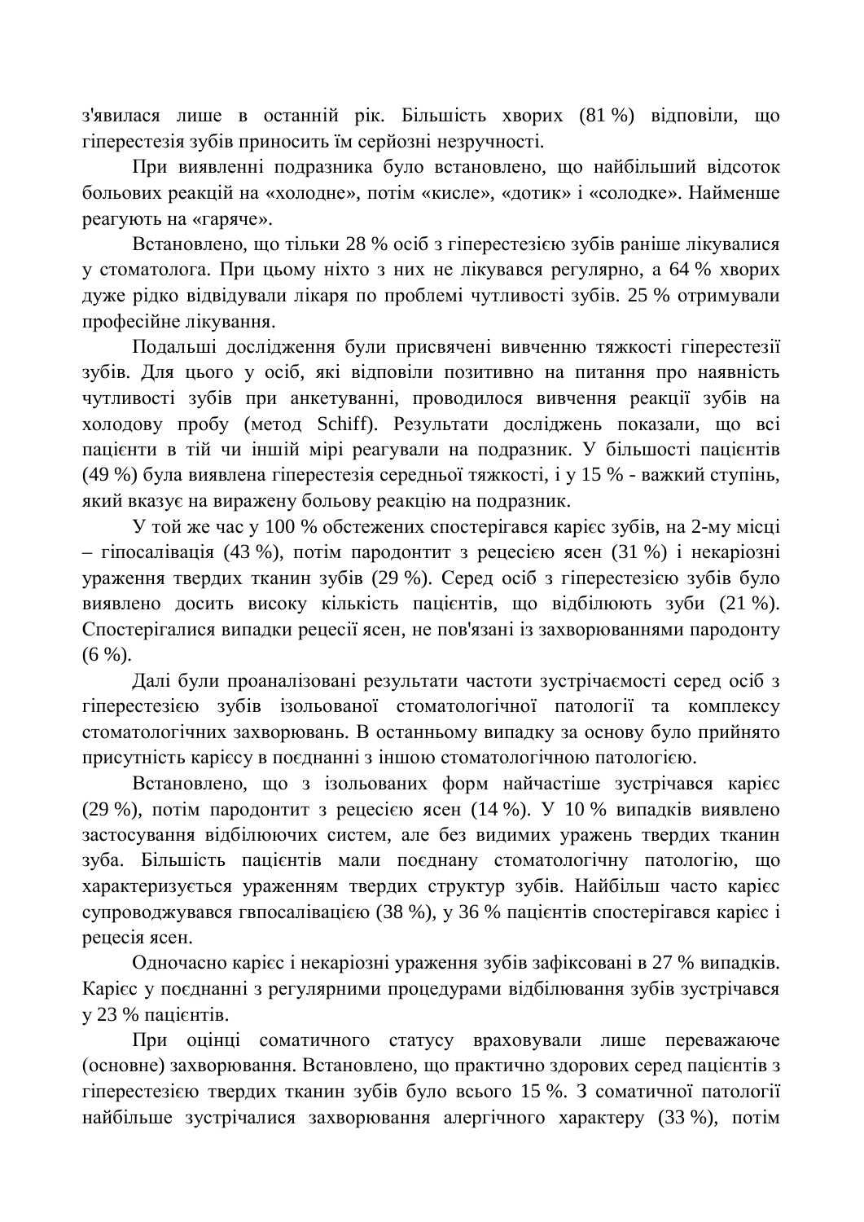з'явилася лише в останній рік. Більшість хворих (81 %) відповіли, що гіперестезія зубів приносить їм серйозні незручності.

При виявленні подразника було встановлено, що найбільший відсоток больових реакцій на «холодне», потім «кисле», «дотик» і «солодке». Найменше реагують на «гаряче».

Встановлено, що тільки 28 % осіб з гіперестезією зубів раніше лікувалися у стоматолога. При цьому ніхто з них не лікувався регулярно, а 64 % хворих дуже рідко відвідували лікаря по проблемі чутливості зубів. 25 % отримували професійне лікування.

Подальші дослідження були присвячені вивченню тяжкості гіперестезії зубів. Для цього у осіб, які відповіли позитивно на питання про наявність чутливості зубів при анкетуванні, проводилося вивчення реакції зубів на холодову пробу (метод Schiff). Результати досліджень показали, що всі пацієнти в тій чи іншій мірі реагували на подразник. У більшості пацієнтів (49 %) була виявлена гіперестезія середньої тяжкості, і у 15 % - важкий ступінь, який вказує на виражену больову реакцію на подразник.

У той же час у 100 % обстежених спостерігався карієс зубів, на 2-му місці – гіпосалівація (43 %), потім пародонтит з рецесією ясен (31 %) і некаріозні ураження твердих тканин зубів (29 %). Серед осіб з гіперестезією зубів було виявлено досить високу кількість пацієнтів, що відбілюють зуби (21 %). Спостерігалися випадки рецесії ясен, не пов'язані із захворюваннями пародонту (6 %).

Далі були проаналізовані результати частоти зустрічаємості серед осіб з гіперестезією зубів ізольованої стоматологічної патології та комплексу стоматологічних захворювань. В останньому випадку за основу було прийнято присутність карієсу в поєднанні з іншою стоматологічною патологією.

Встановлено, що з ізольованих форм найчастіше зустрічався карієс (29 %), потім пародонтит з рецесією ясен (14 %). У 10 % випадків виявлено застосування відбілюючих систем, але без видимих уражень твердих тканин зуба. Більшість пацієнтів мали поєднану стоматологічну патологію, що характеризується ураженням твердих структур зубів. Найбільш часто карієс супроводжувався гвпосалівацією (38 %), у 36 % пацієнтів спостерігався карієс і рецесія ясен.

Одночасно карієс і некаріозні ураження зубів зафіксовані в 27 % випадків. Карієс у поєднанні з регулярними процедурами відбілювання зубів зустрічався у 23 % пацієнтів.

При оцінці соматичного статусу враховували лише переважаюче (основне) захворювання. Встановлено, що практично здорових серед пацієнтів з гіперестезією твердих тканин зубів було всього 15 %. З соматичної патології найбільше зустрічалися захворювання алергічного характеру (33 %), потім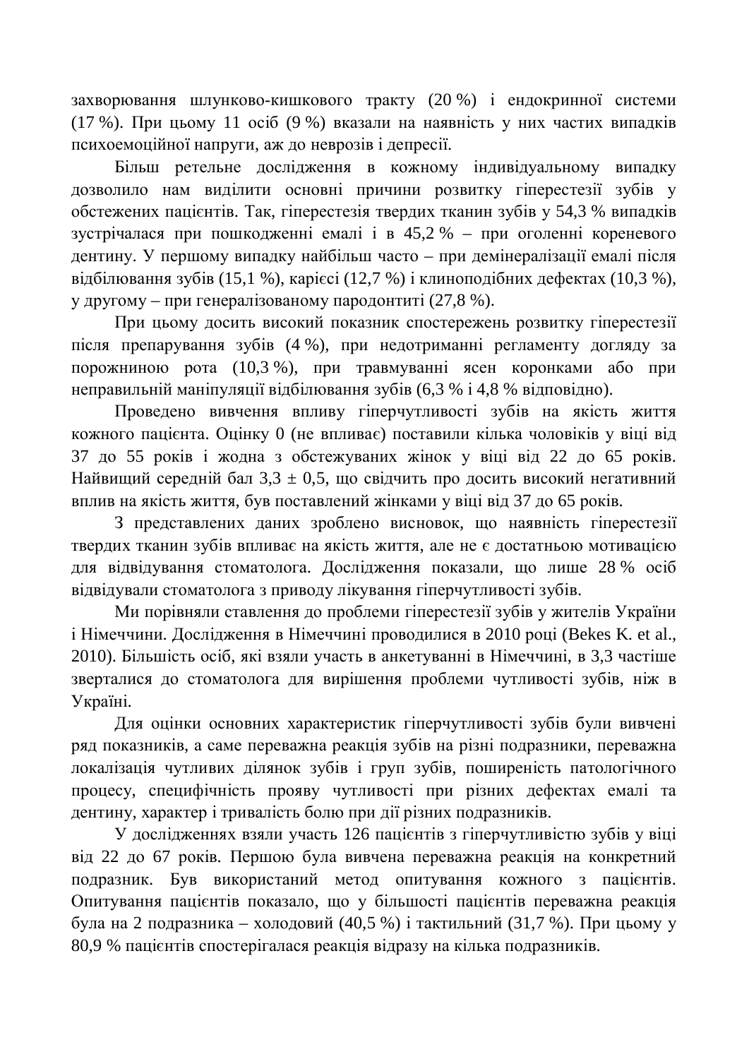захворювання шлунково-кишкового тракту (20 %) і ендокринної системи (17 %). При цьому 11 осіб (9 %) вказали на наявність у них частих випадків психоемоційної напруги, аж до неврозів і депресії.

Більш ретельне дослідження в кожному індивідуальному випадку дозволило нам виділити основні причини розвитку гіперестезії зубів у обстежених пацієнтів. Так, гіперестезія твердих тканин зубів у 54,3 % випадків зустрічалася при пошкодженні емалі і в 45,2 % – при оголенні кореневого дентину. У першому випадку найбільш часто – при демінералізації емалі після відбілювання зубів (15,1 %), карієсі (12,7 %) і клиноподібних дефектах (10,3 %), у другому – при генералізованому пародонтиті (27,8 %).

При цьому досить високий показник спостережень розвитку гіперестезії після препарування зубів (4 %), при недотриманні регламенту догляду за порожниною рота (10,3 %), при травмуванні ясен коронками або при неправильній маніпуляції відбілювання зубів (6,3 % і 4,8 % відповідно).

Проведено вивчення впливу гіперчутливості зубів на якість життя кожного пацієнта. Оцінку 0 (не впливає) поставили кілька чоловіків у віці від 37 до 55 років і жодна з обстежуваних жінок у віці від 22 до 65 років. Найвищий середній бал $3,3 \pm 0,5$, що свідчить про досить високий негативний вплив на якість життя, був поставлений жінками у віці від 37 до 65 років.

З представлених даних зроблено висновок, що наявність гіперестезії твердих тканин зубів впливає на якість життя, але не є достатньою мотивацією для відвідування стоматолога. Дослідження показали, що лише 28 % осіб відвідували стоматолога з приводу лікування гіперчутливості зубів.

Ми порівняли ставлення до проблеми гіперестезії зубів у жителів України і Німеччини. Дослідження в Німеччині проводилися в 2010 році (Bekes K. et al., 2010). Більшість осіб, які взяли участь в анкетуванні в Німеччині, в 3,3 частіше зверталися до стоматолога для вирішення проблеми чутливості зубів, ніж в Україні.

Для оцінки основних характеристик гіперчутливості зубів були вивчені ряд показників, а саме переважна реакція зубів на різні подразники, переважна локалізація чутливих ділянок зубів і груп зубів, поширеність патологічного процесу, специфічність прояву чутливості при різних дефектах емалі та дентину, характер і тривалість болю при дії різних подразників.

У дослідженнях взяли участь 126 пацієнтів з гіперчутливістю зубів у віці від 22 до 67 років. Першою була вивчена переважна реакція на конкретний подразник. Був використаний метод опитування кожного з пацієнтів. Опитування пацієнтів показало, що у більшості пацієнтів переважна реакція була на 2 подразника – холодовий (40,5 %) і тактильний (31,7 %). При цьому у 80,9 % пацієнтів спостерігалася реакція відразу на кілька подразників.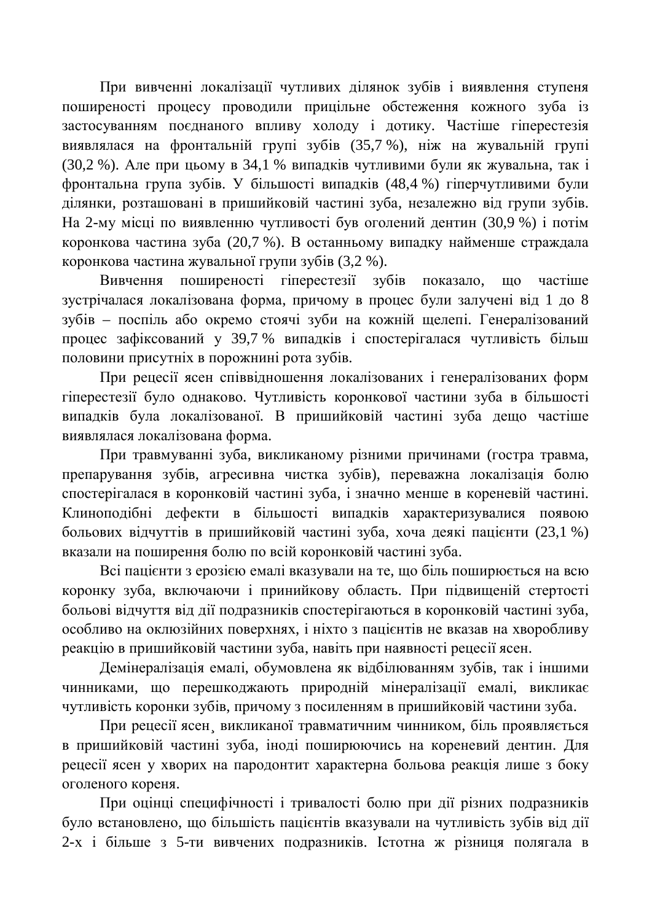При вивченні локалізації чутливих ділянок зубів і виявлення ступеня поширеності процесу проводили прицільне обстеження кожного зуба із застосуванням поєднаного впливу холоду і дотику. Частіше гіперестезія виявлялася на фронтальній групі зубів (35,7 %), ніж на жувальній групі (30,2 %). Але при цьому в 34,1 % випадків чутливими були як жувальна, так і фронтальна група зубів. У більшості випадків (48,4 %) гіперчутливими були ділянки, розташовані в пришийковій частині зуба, незалежно від групи зубів. На 2-му місці по виявленню чутливості був оголений дентин (30,9 %) і потім коронкова частина зуба (20,7 %). В останньому випадку найменше страждала коронкова частина жувальної групи зубів (3,2 %).

Вивчення поширеності гіперестезії зубів показало, що частіше зустрічалася локалізована форма, причому в процес були залучені від 1 до 8 зубів – поспіль або окремо стоячі зуби на кожній щелепі. Генералізований процес зафіксований у 39,7 % випадків і спостерігалася чутливість більш половини присутніх в порожнині рота зубів.

При рецесії ясен співвідношення локалізованих і генералізованих форм гіперестезії було однаково. Чутливість коронкової частини зуба в більшості випадків була локалізованої. В пришийковій частині зуба дещо частіше виявлялася локалізована форма.

При травмуванні зуба, викликаному різними причинами (гостра травма, препарування зубів, агресивна чистка зубів), переважна локалізація болю спостерігалася в коронковій частині зуба, і значно менше в кореневій частині. Клиноподібні дефекти в більшості випадків характеризувалися появою больових відчуттів в пришийковій частині зуба, хоча деякі пацієнти (23,1 %) вказали на поширення болю по всій коронковій частині зуба.

Всі пацієнти з ерозією емалі вказували на те, що біль поширюється на всю коронку зуба, включаючи і принийкову область. При підвищеній стертості больові відчуття від дії подразників спостерігаються в коронковій частині зуба, особливо на оклюзійних поверхнях, і ніхто з пацієнтів не вказав на хворобливу реакцію в пришийковій частини зуба, навіть при наявності рецесії ясен.

Демінералізація емалі, обумовлена як відбілюванням зубів, так і іншими чинниками, що перешкоджають природній мінералізації емалі, викликає чутливість коронки зубів, причому з посиленням в пришийковій частини зуба.

При рецесії ясен¸ викликаної травматичним чинником, біль проявляється в пришийковій частині зуба, іноді поширюючись на кореневий дентин. Для рецесії ясен у хворих на пародонтит характерна больова реакція лише з боку оголеного кореня.

При оцінці специфічності і тривалості болю при дії різних подразників було встановлено, що більшість пацієнтів вказували на чутливість зубів від дії 2-х і більше з 5-ти вивчених подразників. Істотна ж різниця полягала в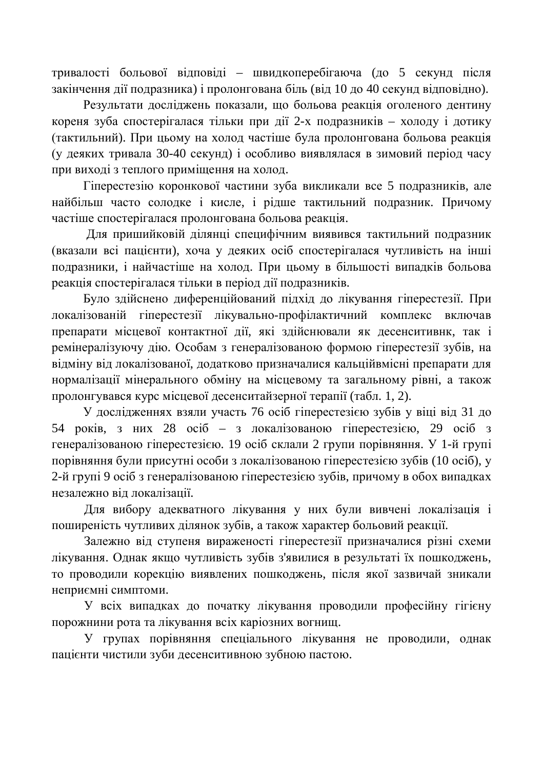тривалості больової відповіді – швидкоперебігаюча (до 5 секунд після закінчення дії подразника) і пролонгована біль (від 10 до 40 секунд відповідно).

Результати досліджень показали, що больова реакція оголеного дентину кореня зуба спостерігалася тільки при дії 2-х подразників – холоду і дотику (тактильний). При цьому на холод частіше була пролонгована больова реакція (у деяких тривала 30-40 секунд) і особливо виявлялася в зимовий період часу при виході з теплого приміщення на холод.

Гіперестезію коронкової частини зуба викликали все 5 подразників, але найбільш часто солодке і кисле, і рідше тактильний подразник. Причому частіше спостерігалася пролонгована больова реакція.

Для пришийковій ділянці специфічним виявився тактильний подразник (вказали всі пацієнти), хоча у деяких осіб спостерігалася чутливість на інші подразники, і найчастіше на холод. При цьому в більшості випадків больова реакція спостерігалася тільки в період дії подразників.

Було здійснено диференційований підхід до лікування гіперестезії. При локалізованій гіперестезії лікувально-профілактичний комплекс включав препарати місцевої контактної дії, які здійснювали як десенситивнк, так і ремінералізуючу дію. Особам з генералізованою формою гіперестезії зубів, на відміну від локалізованої, додатково призначалися кальційвмісні препарати для нормалізації мінерального обміну на місцевому та загальному рівні, а також пролонгувався курс місцевої десенситайзерної терапії (табл. 1, 2).

У дослідженнях взяли участь 76 осіб гіперестезією зубів у віці від 31 до 54 років, з них 28 осіб – з локалізованою гіперестезією, 29 осіб з генералізованою гіперестезією. 19 осіб склали 2 групи порівняння. У 1-й групі порівняння були присутні особи з локалізованою гіперестезією зубів (10 осіб), у 2-й групі 9 осіб з генералізованою гіперестезією зубів, причому в обох випадках незалежно від локалізації.

Для вибору адекватного лікування у них були вивчені локалізація і поширеність чутливих ділянок зубів, а також характер больовий реакції.

Залежно від ступеня вираженості гіперестезії призначалися різні схеми лікування. Однак якщо чутливість зубів з'явилися в результаті їх пошкоджень, то проводили корекцію виявлених пошкоджень, після якої зазвичай зникали неприємні симптоми.

У всіх випадках до початку лікування проводили професійну гігієну порожнини рота та лікування всіх каріозних вогнищ.

У групах порівняння спеціального лікування не проводили, однак пацієнти чистили зуби десенситивною зубною пастою.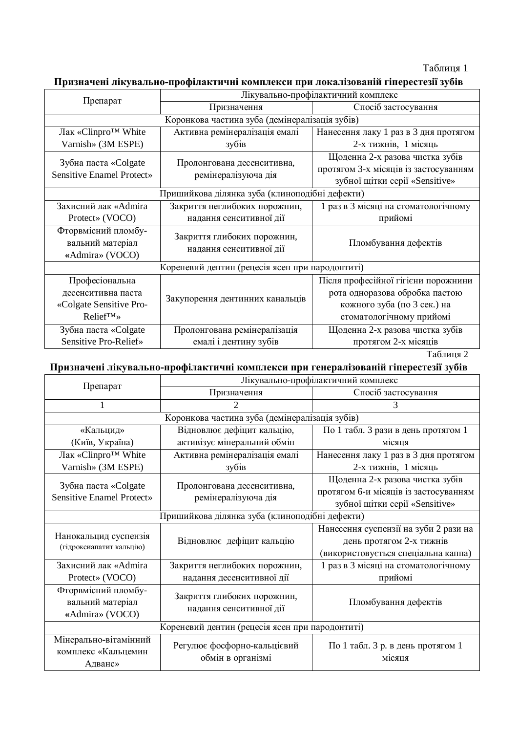Таблиця 1

**Призначені лікувально-профілактичні комплекси при локалізованій гіперестезії зубів**

| Препарат | Лікувально-профілактичний комплекс | |
|---|---|---|
| | Призначення | Спосіб застосування |
| Коронкова частина зуба (демінералізація зубів) | | |
| Лак «Clinpro™ White Varnish» (3M ESPE) | Активна ремінералізація емалі зубів | Нанесення лаку 1 раз в 3 дня протягом 2-х тижнів, 1 місяць |
| Зубна паста «Colgate Sensitive Enamel Protect» | Пролонгована десенситивна, ремінералізуюча дія | Щоденна 2-х разова чистка зубів протягом 3-х місяців із застосуванням зубної щітки серії «Sensitive» |
| Пришийкова ділянка зуба (клиноподібні дефекти) | | |
| Захисний лак «Admira Protect» (VOCO) | Закриття неглибоких порожнин, надання сенситивної дії | 1 раз в 3 місяці на стоматологічному прийомі |
| Фторвмісний пломбу-вальний матеріал «Admira» (VOCO) | Закриття глибоких порожнин, надання сенситивної дії | Пломбування дефектів |
| Кореневий дентин (рецесія ясен при пародонтиті) | | |
| Професіональна десенситивна паста «Colgate Sensitive Pro-Relief™» | Закупорення дентинних канальців | Після професійної гігієни порожнини рота одноразова обробка пастою кожного зуба (по 3 сек.) на стоматологічному прийомі |
| Зубна паста «Colgate Sensitive Pro-Relief» | Пролонгована ремінералізація емалі і дентину зубів | Щоденна 2-х разова чистка зубів протягом 2-х місяців |

Таблиця 2

**Призначені лікувально-профілактичні комплекси при генералізованій гіперестезії зубів**

| Препарат | Лікувально-профілактичний комплекс | |
|---|---|---|
| | Призначення | Спосіб застосування |
| 1 | 2 | 3 |
| Коронкова частина зуба (демінералізація зубів) | | |
| «Кальцид» (Київ, Україна) | Відновлює дефіцит кальцію, активізує мінеральний обмін | По 1 табл. 3 рази в день протягом 1 місяця |
| Лак «Clinpro™ White Varnish» (3M ESPE) | Активна ремінералізація емалі зубів | Нанесення лаку 1 раз в 3 дня протягом 2-х тижнів, 1 місяць |
| Зубна паста «Colgate Sensitive Enamel Protect» | Пролонгована десенситивна, ремінералізуюча дія | Щоденна 2-х разова чистка зубів протягом 6-и місяців із застосуванням зубної щітки серії «Sensitive» |
| Пришийкова ділянка зуба (клиноподібні дефекти) | | |
| Нанокальцид суспензія (гідроксиапатит кальцію) | Відновлює дефіцит кальцію | Нанесення суспензії на зуби 2 рази на день протягом 2-х тижнів (використовується спеціальна капа) |
| Захисний лак «Admira Protect» (VOCO) | Закриття неглибоких порожнин, надання десенситивної дії | 1 раз в 3 місяці на стоматологічному прийомі |
| Фторвмісний пломбу-вальний матеріал «Admira» (VOCO) | Закриття глибоких порожнин, надання сенситивної дії | Пломбування дефектів |
| Кореневий дентин (рецесія ясен при пародонтиті) | | |
| Мінерально-вітамінний комплекс «Кальцемин Адванс» | Регулює фосфорно-кальцієвий обмін в організмі | По 1 табл. 3 р. в день протягом 1 місяця |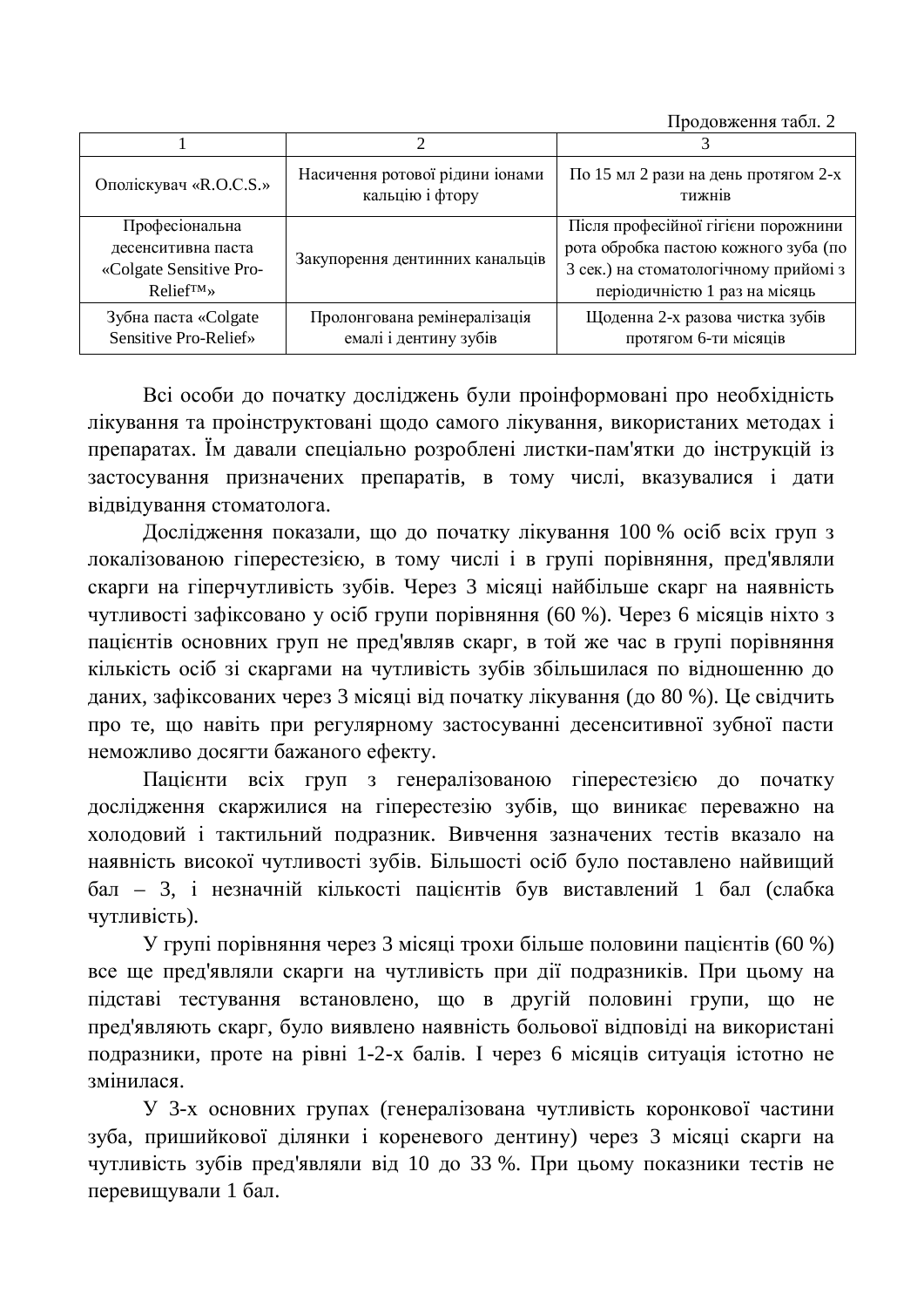Продовження табл. 2

| 1 | 2 | 3 |
|---|---|---|
| Ополіскувач «R.O.C.S.» | Насичення ротової рідини іонами кальцію і фтору | По 15 мл 2 рази на день протягом 2-х тижнів |
| Професіональна десенситивна паста «Colgate Sensitive Pro-Relief™» | Закупорення дентинних канальців | Після професійної гігієни порожнини рота обробка пастою кожного зуба (по 3 сек.) на стоматологічному прийомі з періодичністю 1 раз на місяць |
| Зубна паста «Colgate Sensitive Pro-Relief» | Пролонгована ремінералізація емалі і дентину зубів | Щоденна 2-х разова чистка зубів протягом 6-ти місяців |

Всі особи до початку досліджень були проінформовані про необхідність лікування та проінструктовані щодо самого лікування, використаних методах і препаратах. Їм давали спеціально розроблені листки-пам'ятки до інструкцій із застосування призначених препаратів, в тому числі, вказувалися і дати відвідування стоматолога.

Дослідження показали, що до початку лікування 100 % осіб всіх груп з локалізованою гіперестезією, в тому числі і в групі порівняння, пред'являли скарги на гіперчутливість зубів. Через 3 місяці найбільше скарг на наявність чутливості зафіксовано у осіб групи порівняння (60 %). Через 6 місяців ніхто з пацієнтів основних груп не пред'являв скарг, в той же час в групі порівняння кількість осіб зі скаргами на чутливість зубів збільшилася по відношенню до даних, зафіксованих через 3 місяці від початку лікування (до 80 %). Це свідчить про те, що навіть при регулярному застосуванні десенситивної зубної пасти неможливо досягти бажаного ефекту.

Пацієнти всіх груп з генералізованою гіперестезією до початку дослідження скаржилися на гіперестезію зубів, що виникає переважно на холодовий і тактильний подразник. Вивчення зазначених тестів вказало на наявність високої чутливості зубів. Більшості осіб було поставлено найвищий бал – 3, і незначній кількості пацієнтів був виставлений 1 бал (слабка чутливість).

У групі порівняння через 3 місяці трохи більше половини пацієнтів (60 %) все ще пред'являли скарги на чутливість при дії подразників. При цьому на підставі тестування встановлено, що в другій половині групи, що не пред'являють скарг, було виявлено наявність больової відповіді на використані подразники, проте на рівні 1-2-х балів. І через 6 місяців ситуація істотно не змінилася.

У 3-х основних групах (генералізована чутливість коронкової частини зуба, пришийкової ділянки і кореневого дентину) через 3 місяці скарги на чутливість зубів пред'являли від 10 до 33 %. При цьому показники тестів не перевищували 1 бал.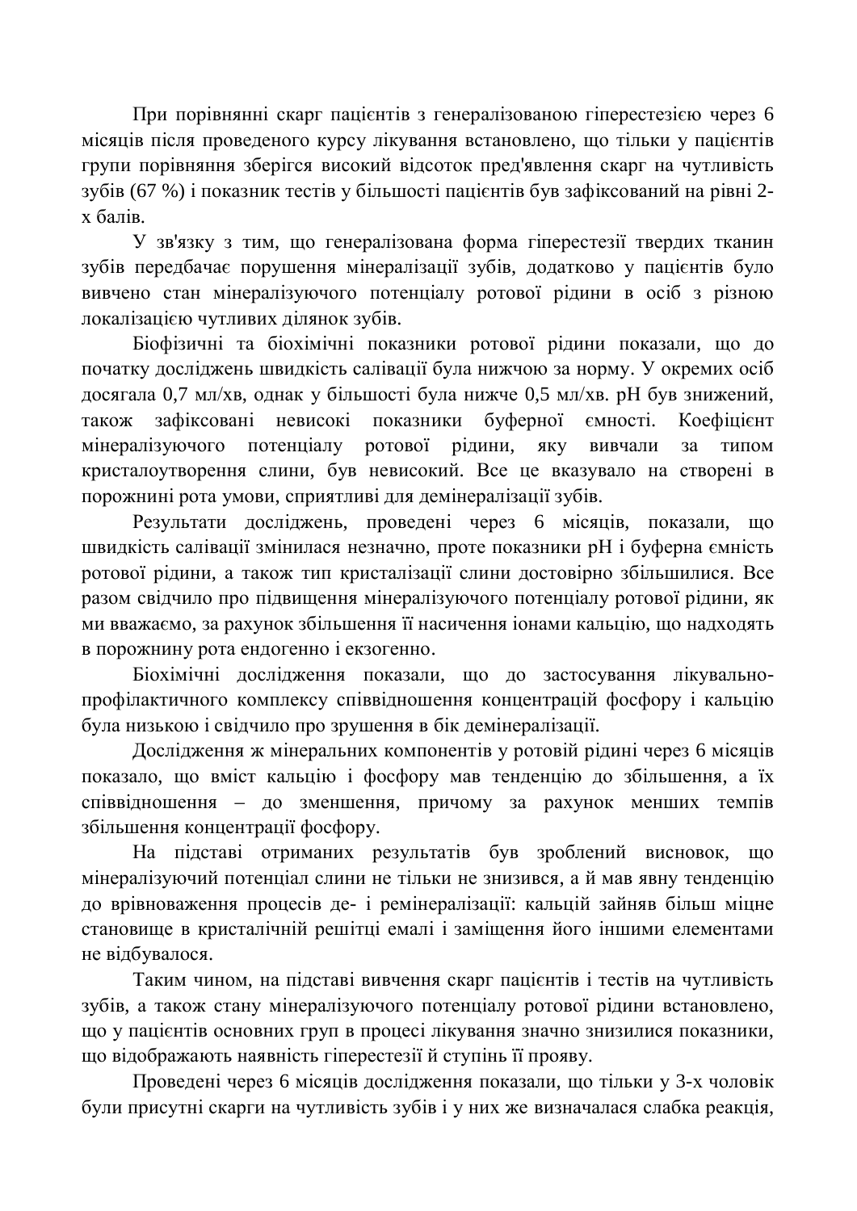При порівнянні скарг пацієнтів з генералізованою гіперестезією через 6 місяців після проведеного курсу лікування встановлено, що тільки у пацієнтів групи порівняння зберігся високий відсоток пред'явлення скарг на чутливість зубів (67 %) і показник тестів у більшості пацієнтів був зафіксований на рівні 2-х балів.

У зв'язку з тим, що генералізована форма гіперестезії твердих тканин зубів передбачає порушення мінералізації зубів, додатково у пацієнтів було вивчено стан мінералізуючого потенціалу ротової рідини в осіб з різною локалізацією чутливих ділянок зубів.

Біофізичні та біохімічні показники ротової рідини показали, що до початку досліджень швидкість салівації була нижчою за норму. У окремих осіб досягала 0,7 мл/хв, однак у більшості була нижче 0,5 мл/хв. pH був знижений, також зафіксовані невисокі показники буферної ємності. Коефіцієнт мінералізуючого потенціалу ротової рідини, яку вивчали за типом кристалоутворення слини, був невисокий. Все це вказувало на створені в порожнині рота умови, сприятливі для демінералізації зубів.

Результати досліджень, проведені через 6 місяців, показали, що швидкість салівації змінилася незначно, проте показники pH і буферна ємність ротової рідини, а також тип кристалізації слини достовірно збільшилися. Все разом свідчило про підвищення мінералізуючого потенціалу ротової рідини, як ми вважаємо, за рахунок збільшення її насичення іонами кальцію, що надходять в порожнину рота ендогенно і екзогенно.

Біохімічні дослідження показали, що до застосування лікувально-профілактичного комплексу співвідношення концентрацій фосфору і кальцію була низькою і свідчило про зрушення в бік демінералізації.

Дослідження ж мінеральних компонентів у ротовій рідині через 6 місяців показало, що вміст кальцію і фосфору мав тенденцію до збільшення, а їх співвідношення – до зменшення, причому за рахунок менших темпів збільшення концентрації фосфору.

На підставі отриманих результатів був зроблений висновок, що мінералізуючий потенціал слини не тільки не знизився, а й мав явну тенденцію до врівноваження процесів де- і ремінералізації: кальцій зайняв більш міцне становище в кристалічній решітці емалі і заміщення його іншими елементами не відбувалося.

Таким чином, на підставі вивчення скарг пацієнтів і тестів на чутливість зубів, а також стану мінералізуючого потенціалу ротової рідини встановлено, що у пацієнтів основних груп в процесі лікування значно знизилися показники, що відображають наявність гіперестезії й ступінь її прояву.

Проведені через 6 місяців дослідження показали, що тільки у 3-х чоловік були присутні скарги на чутливість зубів і у них же визначалася слабка реакція,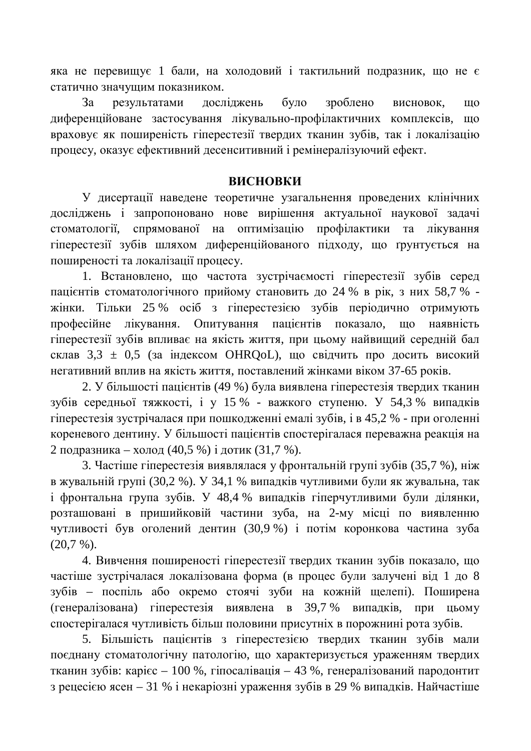яка не перевищує 1 бали, на холодовий і тактильний подразник, що не є статично значущим показником.

За результатами досліджень було зроблено висновок, що диференційоване застосування лікувально-профілактичних комплексів, що враховує як поширеність гіперестезії твердих тканин зубів, так і локалізацію процесу, оказує ефективний десенситивний і ремінералізуючий ефект.

## ВИСНОВКИ

У дисертації наведене теоретичне узагальнення проведених клінічних досліджень і запропоновано нове вирішення актуальної наукової задачі стоматології, спрямованої на оптимізацію профілактики та лікування гіперестезії зубів шляхом диференційованого підходу, що ґрунтується на поширеності та локалізації процесу.

1. Встановлено, що частота зустрічаємості гіперестезії зубів серед пацієнтів стоматологічного прийому становить до 24 % в рік, з них 58,7 % - жінки. Тільки 25 % осіб з гіперестезією зубів періодично отримують професійне лікування. Опитування пацієнтів показало, що наявність гіперестезії зубів впливає на якість життя, при цьому найвищий середній бал склав 3,3 ± 0,5 (за індексом OHRQoL), що свідчить про досить високий негативний вплив на якість життя, поставлений жінками віком 37-65 років.

2. У більшості пацієнтів (49 %) була виявлена гіперестезія твердих тканин зубів середньої тяжкості, і у 15 % - важкого ступеню. У 54,3 % випадків гіперестезія зустрічалася при пошкодженні емалі зубів, і в 45,2 % - при оголенні кореневого дентину. У більшості пацієнтів спостерігалася переважна реакція на 2 подразника – холод (40,5 %) і дотик (31,7 %).

3. Частіше гіперестезія виявлялася у фронтальній групі зубів (35,7 %), ніж в жувальній групі (30,2 %). У 34,1 % випадків чутливими були як жувальна, так і фронтальна група зубів. У 48,4 % випадків гіперчутливими були ділянки, розташовані в пришийковій частини зуба, на 2-му місці по виявленню чутливості був оголений дентин (30,9 %) і потім коронкова частина зуба (20,7 %).

4. Вивчення поширеності гіперестезії твердих тканин зубів показало, що частіше зустрічалася локалізована форма (в процес були залучені від 1 до 8 зубів – поспіль або окремо стоячі зуби на кожній щелепі). Поширена (генералізована) гіперестезія виявлена в 39,7 % випадків, при цьому спостерігалася чутливість більш половини присутніх в порожнині рота зубів.

5. Більшість пацієнтів з гіперестезією твердих тканин зубів мали поєднану стоматологічну патологію, що характеризується ураженням твердих тканин зубів: карієс – 100 %, гіпосалівація – 43 %, генералізований пародонтит з рецесією ясен – 31 % і некаріозні ураження зубів в 29 % випадків. Найчастіше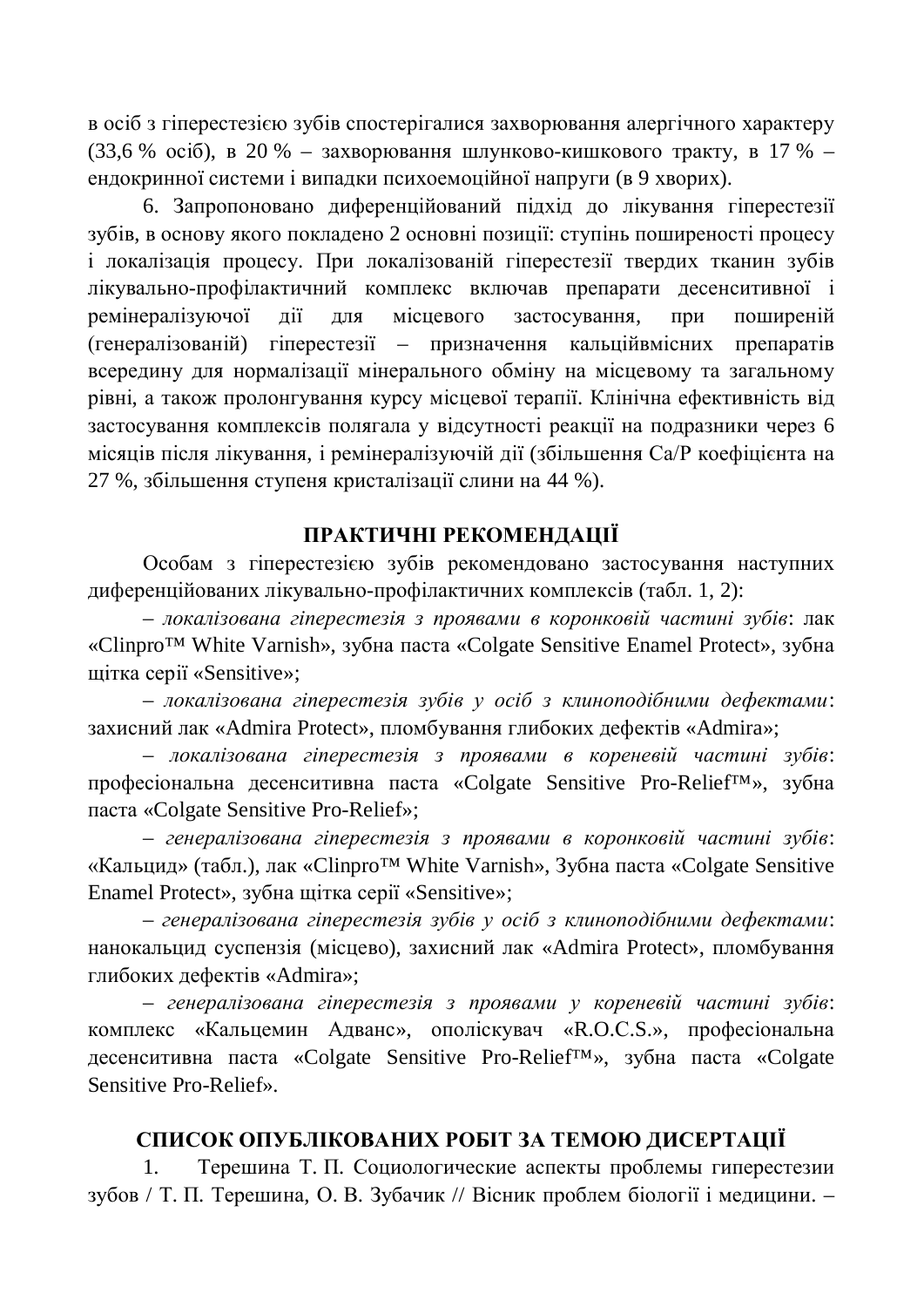в осіб з гіперестезією зубів спостерігалися захворювання алергічного характеру (33,6 % осіб), в 20 % – захворювання шлунково-кишкового тракту, в 17 % – ендокринної системи і випадки психоемоційної напруги (в 9 хворих).

6. Запропоновано диференційований підхід до лікування гіперестезії зубів, в основу якого покладено 2 основні позиції: ступінь поширеності процесу і локалізація процесу. При локалізованій гіперестезії твердих тканин зубів лікувально-профілактичний комплекс включав препарати десенситивної і ремінералізуючої дії для місцевого застосування, при поширеній (генералізованій) гіперестезії – призначення кальційвмісних препаратів всередину для нормалізації мінерального обміну на місцевому та загальному рівні, а також пролонгування курсу місцевої терапії. Клінічна ефективність від застосування комплексів полягала у відсутності реакції на подразники через 6 місяців після лікування, і ремінералізуючій дії (збільшення Ca/P коефіцієнта на 27 %, збільшення ступеня кристалізації слини на 44 %).

## ПРАКТИЧНІ РЕКОМЕНДАЦІЇ

Особам з гіперестезією зубів рекомендовано застосування наступних диференційованих лікувально-профілактичних комплексів (табл. 1, 2):

– *локалізована гіперестезія з проявами в коронковій частині зубів*: лак «Clinpro™ White Varnish», зубна паста «Colgate Sensitive Enamel Protect», зубна щітка серії «Sensitive»;

– *локалізована гіперестезія зубів у осіб з клиноподібними дефектами*: захисний лак «Admira Protect», пломбування глибоких дефектів «Admira»;

– *локалізована гіперестезія з проявами в кореневій частині зубів*: професіональна десенситивна паста «Colgate Sensitive Pro-Relief™», зубна паста «Colgate Sensitive Pro-Relief»;

– *генералізована гіперестезія з проявами в коронковій частині зубів*: «Кальцид» (табл.), лак «Clinpro™ White Varnish», Зубна паста «Colgate Sensitive Enamel Protect», зубна щітка серії «Sensitive»;

– *генералізована гіперестезія зубів у осіб з клиноподібними дефектами*: нанокальцид суспензія (місцево), захисний лак «Admira Protect», пломбування глибоких дефектів «Admira»;

– *генералізована гіперестезія з проявами у кореневій частині зубів*: комплекс «Кальцемин Адванс», ополіскувач «R.O.C.S.», професіональна десенситивна паста «Colgate Sensitive Pro-Relief™», зубна паста «Colgate Sensitive Pro-Relief».

## СПИСОК ОПУБЛІКОВАНИХ РОБІТ ЗА ТЕМОЮ ДИСЕРТАЦІЇ

1. Терешина Т. П. Социологические аспекты проблемы гиперестезии зубов / Т. П. Терешина, О. В. Зубачик // Вісник проблем біології і медицини. –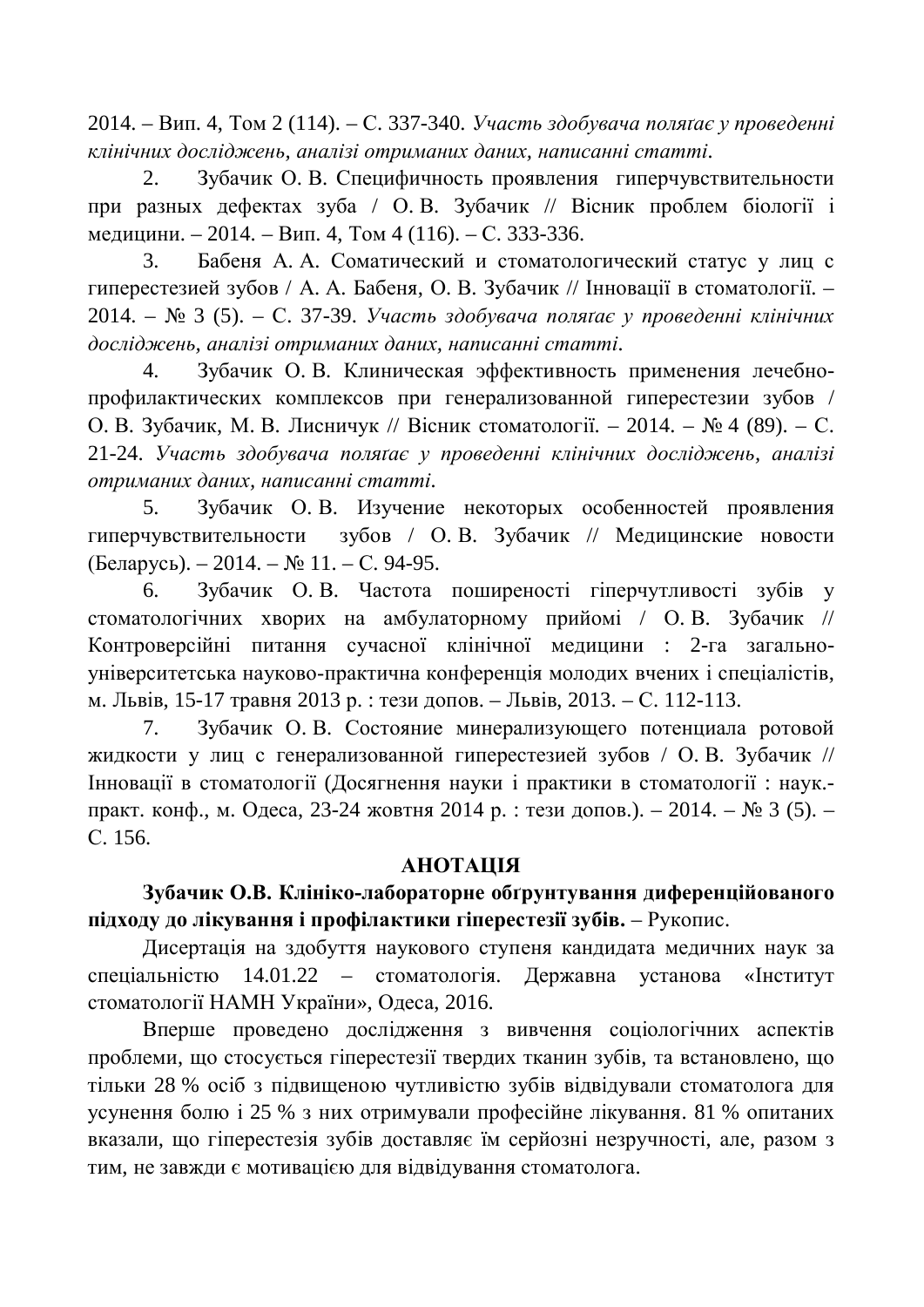2014. – Вип. 4, Том 2 (114). – С. 337-340. *Участь здобувача полягає у проведенні клінічних досліджень, аналізі отриманих даних, написанні статті.*

2. Зубачик О. В. Специфичность проявления гиперчувствительности при разных дефектах зуба / О. В. Зубачик // Вісник проблем біології і медицини. – 2014. – Вип. 4, Том 4 (116). – С. 333-336.

3. Бабеня А. А. Соматический и стоматологический статус у лиц с гиперестезией зубов / А. А. Бабеня, О. В. Зубачик // Інновації в стоматології. – 2014. – № 3 (5). – С. 37-39. *Участь здобувача полягає у проведенні клінічних досліджень, аналізі отриманих даних, написанні статті.*

4. Зубачик О. В. Клиническая эффективность применения лечебно-профилактических комплексов при генерализованной гиперестезии зубов / О. В. Зубачик, М. В. Лисничук // Вісник стоматології. – 2014. – № 4 (89). – С. 21-24. *Участь здобувача полягає у проведенні клінічних досліджень, аналізі отриманих даних, написанні статті.*

5. Зубачик О. В. Изучение некоторых особенностей проявления гиперчувствительности зубов / О. В. Зубачик // Медицинские новости (Беларусь). – 2014. – № 11. – С. 94-95.

6. Зубачик О. В. Частота пошироності гіперчутливості зубів у стоматологічних хворих на амбулаторному прийомі / О. В. Зубачик // Контроверсійні питання сучасної клінічної медицини : 2-га загально-університетська науково-практична конференція молодих вчених і спеціалістів, м. Львів, 15-17 травня 2013 р. : тези допов. – Львів, 2013. – С. 112-113.

7. Зубачик О. В. Состояние минерализующего потенциала ротовой жидкости у лиц с генерализованной гиперестезией зубов / О. В. Зубачик // Інновації в стоматології (Досягнення науки і практики в стоматології : наук.-практ. конф., м. Одеса, 23-24 жовтня 2014 р. : тези допов.). – 2014. – № 3 (5). – С. 156.

## АНОТАЦІЯ

**Зубачик О.В. Клініко-лабораторне обґрунтування диференційованого підходу до лікування і профілактики гіперестезії зубів.** – Рукопис.

Дисертація на здобуття наукового ступеня кандидата медичних наук за спеціальністю 14.01.22 – стоматологія. Державна установа «Інститут стоматології НАМН України», Одеса, 2016.

Вперше проведено дослідження з вивчення соціологічних аспектів проблеми, що стосується гіперестезії твердих тканин зубів, та встановлено, що тільки 28 % осіб з підвищеною чутливістю зубів відвідували стоматолога для усунення болю і 25 % з них отримували професійне лікування. 81 % опитаних вказали, що гіперестезія зубів доставляє їм серйозні незручності, але, разом з тим, не завжди є мотивацією для відвідування стоматолога.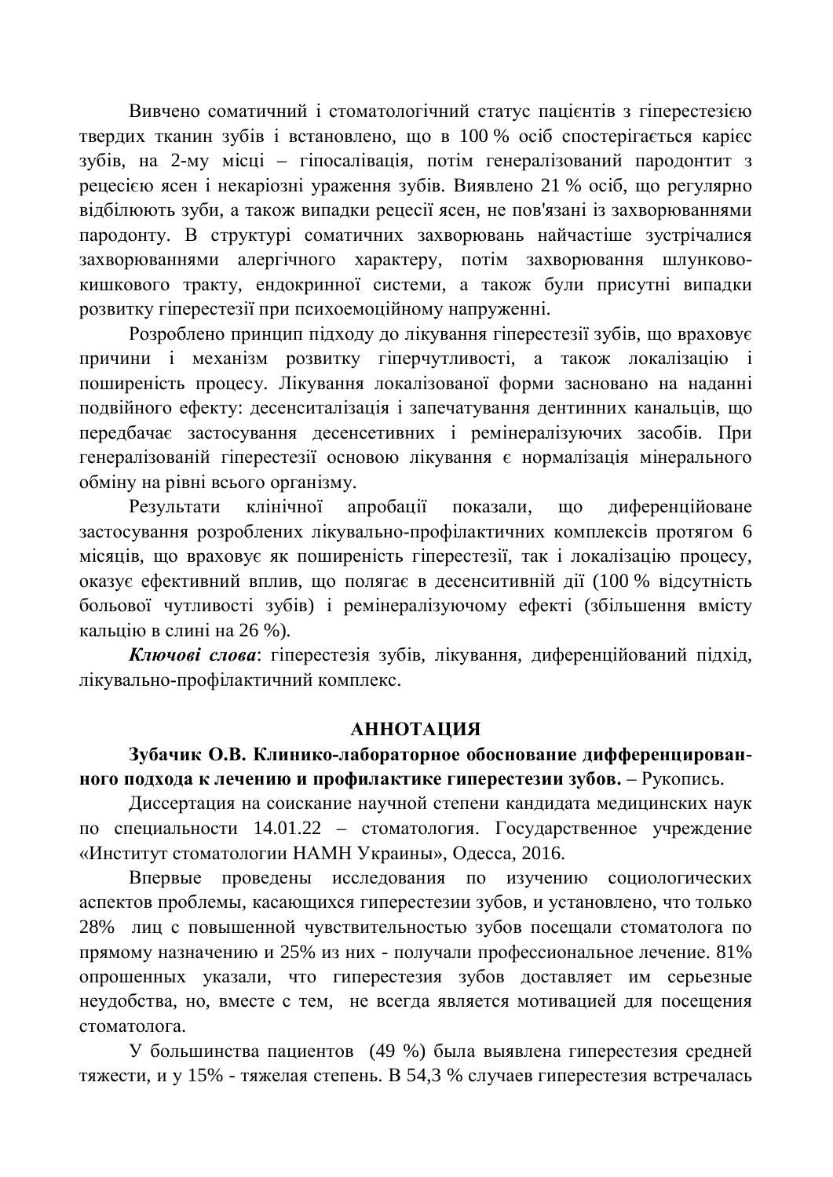Вивчено соматичний і стоматологічний статус пацієнтів з гіперестезією твердих тканин зубів і встановлено, що в 100 % осіб спостерігається карієс зубів, на 2-му місці – гіпосалівація, потім генералізований пародонтит з рецесією ясен і некаріозні ураження зубів. Виявлено 21 % осіб, що регулярно відбілюють зуби, а також випадки рецесії ясен, не пов'язані із захворюваннями пародонту. В структурі соматичних захворювань найчастіше зустрічалися захворюваннями алергічного характеру, потім захворювання шлунково-кишкового тракту, ендокринної системи, а також були присутні випадки розвитку гіперестезії при психоемоційному напруженні.

Розроблено принцип підходу до лікування гіперестезії зубів, що враховує причини і механізм розвитку гіперчутливості, а також локалізацію і поширеність процесу. Лікування локалізованої форми засновано на наданні подвійного ефекту: десенситалізація і запечатування дентинних канальців, що передбачає застосування десенсетивних і ремінералізуючих засобів. При генералізованій гіперестезії основою лікування є нормалізація мінерального обміну на рівні всього організму.

Результати клінічної апробації показали, що диференційоване застосування розроблених лікувально-профілактичних комплексів протягом 6 місяців, що враховує як поширеність гіперестезії, так і локалізацію процесу, оказує ефективний вплив, що полягає в десенситивній дії (100 % відсутність больової чутливості зубів) і ремінералізуючому ефекті (збільшення вмісту кальцію в слині на 26 %).

***Ключові слова***: гіперестезія зубів, лікування, диференційований підхід, лікувально-профілактичний комплекс.

## АННОТАЦИЯ

**Зубачик О.В. Клинико-лабораторное обоснование дифференцированного подхода к лечению и профилактике гиперестезии зубов.** – Рукопись.

Диссертация на соискание научной степени кандидата медицинских наук по специальности 14.01.22 – стоматология. Государственное учреждение «Институт стоматологии НАМН Украины», Одесса, 2016.

Впервые проведены исследования по изучению социологических аспектов проблемы, касающихся гиперестезии зубов, и установлено, что только 28% лиц с повышенной чувствительностью зубов посещали стоматолога по прямому назначению и 25% из них - получали профессиональное лечение. 81% опрошенных указали, что гиперестезия зубов доставляет им серьезные неудобства, но, вместе с тем, не всегда является мотивацией для посещения стоматолога.

У большинства пациентов (49 %) была выявлена гиперестезия средней тяжести, и у 15% - тяжелая степень. В 54,3 % случаев гиперестезия встречалась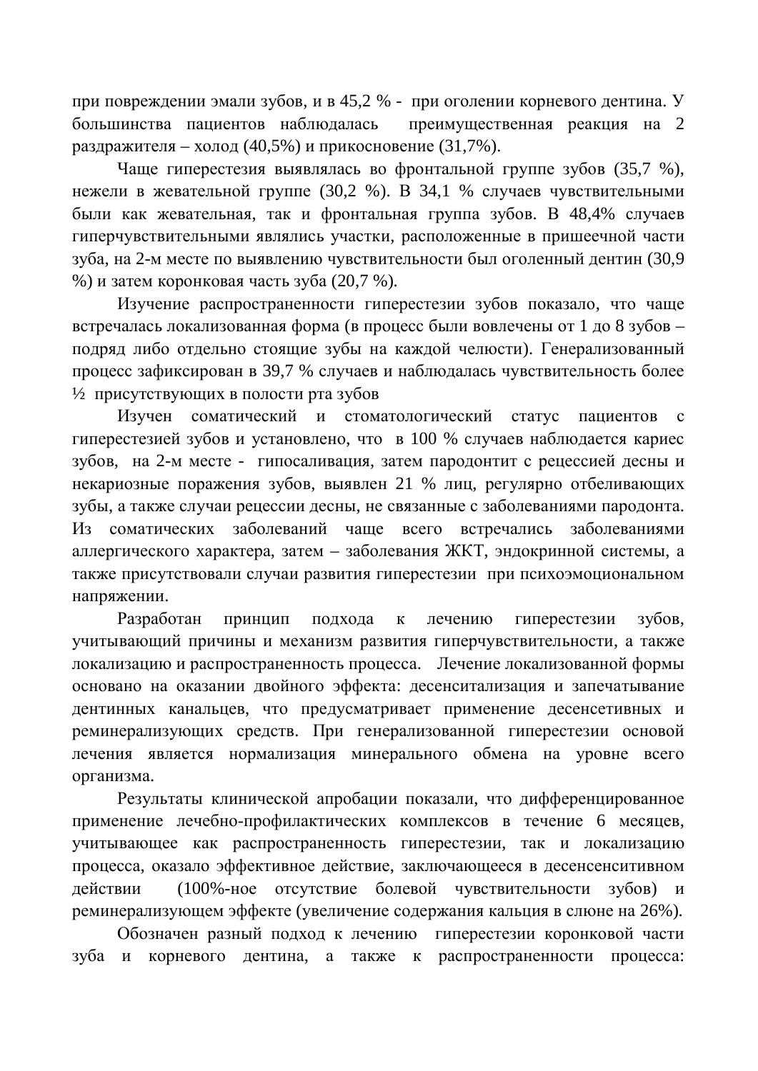при повреждении эмали зубов, и в 45,2 % - при оголении корневого дентина. У большинства пациентов наблюдалась преимущественная реакция на 2 раздражителя – холод (40,5%) и прикосновение (31,7%).

Чаще гиперестезия выявлялась во фронтальной группе зубов (35,7 %), нежели в жевательной группе (30,2 %). В 34,1 % случаев чувствительными были как жевательная, так и фронтальная группа зубов. В 48,4% случаев гиперчувствительными являлись участки, расположенные в пришеечной части зуба, на 2-м месте по выявлению чувствительности был оголенный дентин (30,9 %) и затем коронковая часть зуба (20,7 %).

Изучение распространенности гиперестезии зубов показало, что чаще встречалась локализованная форма (в процесс были вовлечены от 1 до 8 зубов – подряд либо отдельно стоящие зубы на каждой челюсти). Генерализованный процесс зафиксирован в 39,7 % случаев и наблюдалась чувствительность более ½ присутствующих в полости рта зубов

Изучен соматический и стоматологический статус пациентов с гиперестезией зубов и установлено, что в 100 % случаев наблюдается кариес зубов, на 2-м месте - гипосаливация, затем пародонтит с рецессией десны и некариозные поражения зубов, выявлен 21 % лиц, регулярно отбеливающих зубы, а также случаи рецессии десны, не связанные с заболеваниями пародонта. Из соматических заболеваний чаще всего встречались заболеваниями аллергического характера, затем – заболевания ЖКТ, эндокринной системы, а также присутствовали случаи развития гиперестезии при психоэмоциональном напряжении.

Разработан принцип подхода к лечению гиперестезии зубов, учитывающий причины и механизм развития гиперчувствительности, а также локализацию и распространенность процесса. Лечение локализованной формы основано на оказании двойного эффекта: десенситализация и запечатывание дентинных канальцев, что предусматривает применение десенсетивных и реминерализующих средств. При генерализованной гиперестезии основой лечения является нормализация минерального обмена на уровне всего организма.

Результаты клинической апробации показали, что дифференцированное применение лечебно-профилактических комплексов в течение 6 месяцев, учитывающее как распространенность гиперестезии, так и локализацию процесса, оказало эффективное действие, заключающееся в десенсенситивном действии (100%-ное отсутствие болевой чувствительности зубов) и реминерализующем эффекте (увеличение содержания кальция в слюне на 26%).

Обозначен разный подход к лечению гиперестезии коронковой части зуба и корневого дентина, а также к распространенности процесса: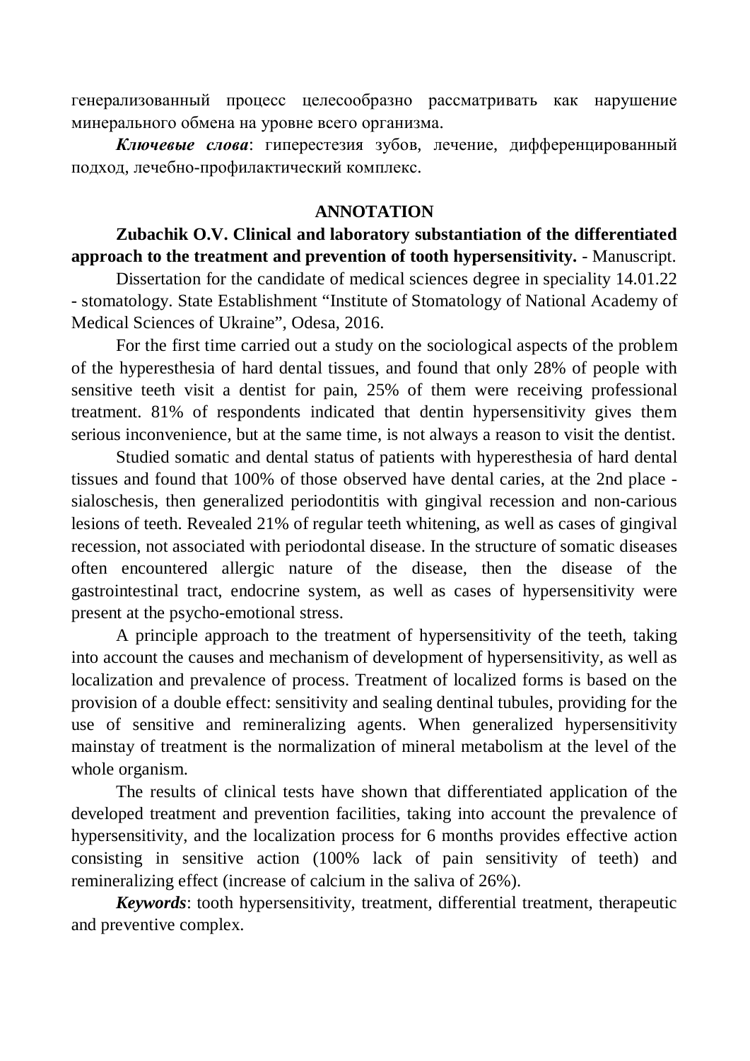генерализованный процесс целесообразно рассматривать как нарушение минерального обмена на уровне всего организма.

***Ключевые слова***: гиперестезия зубов, лечение, дифференцированный подход, лечебно-профилактический комплекс.

## ANNOTATION

**Zubachik O.V. Clinical and laboratory substantiation of the differentiated approach to the treatment and prevention of tooth hypersensitivity.** - Manuscript.

Dissertation for the candidate of medical sciences degree in speciality 14.01.22 - stomatology. State Establishment "Institute of Stomatology of National Academy of Medical Sciences of Ukraine", Odesa, 2016.

For the first time carried out a study on the sociological aspects of the problem of the hyperesthesia of hard dental tissues, and found that only 28% of people with sensitive teeth visit a dentist for pain, 25% of them were receiving professional treatment. 81% of respondents indicated that dentin hypersensitivity gives them serious inconvenience, but at the same time, is not always a reason to visit the dentist.

Studied somatic and dental status of patients with hyperesthesia of hard dental tissues and found that 100% of those observed have dental caries, at the 2nd place - sialoschesis, then generalized periodontitis with gingival recession and non-carious lesions of teeth. Revealed 21% of regular teeth whitening, as well as cases of gingival recession, not associated with periodontal disease. In the structure of somatic diseases often encountered allergic nature of the disease, then the disease of the gastrointestinal tract, endocrine system, as well as cases of hypersensitivity were present at the psycho-emotional stress.

A principle approach to the treatment of hypersensitivity of the teeth, taking into account the causes and mechanism of development of hypersensitivity, as well as localization and prevalence of process. Treatment of localized forms is based on the provision of a double effect: sensitivity and sealing dentinal tubules, providing for the use of sensitive and remineralizing agents. When generalized hypersensitivity mainstay of treatment is the normalization of mineral metabolism at the level of the whole organism.

The results of clinical tests have shown that differentiated application of the developed treatment and prevention facilities, taking into account the prevalence of hypersensitivity, and the localization process for 6 months provides effective action consisting in sensitive action (100% lack of pain sensitivity of teeth) and remineralizing effect (increase of calcium in the saliva of 26%).

***Keywords***: tooth hypersensitivity, treatment, differential treatment, therapeutic and preventive complex.